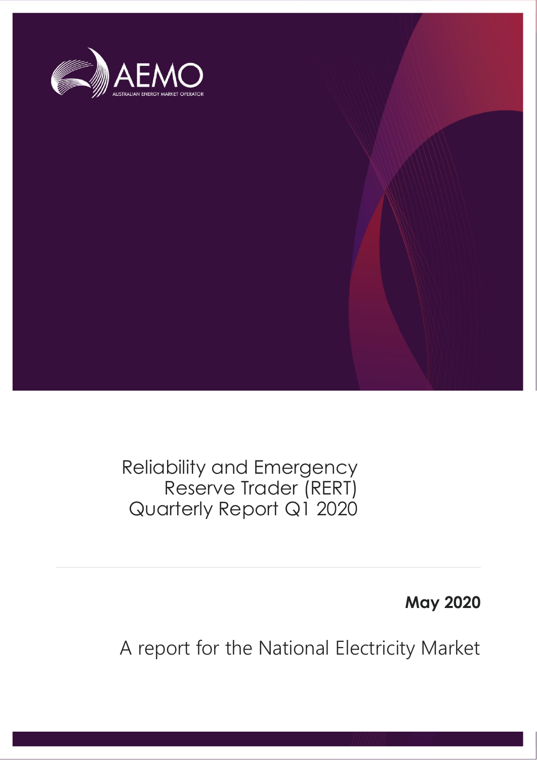AEMO

AUSTRALIAN ENERGY MARKET OPERATOR

# Reliability and Emergency Reserve Trader (RERT) Quarterly Report Q1 2020

**May 2020**

A report for the National Electricity Market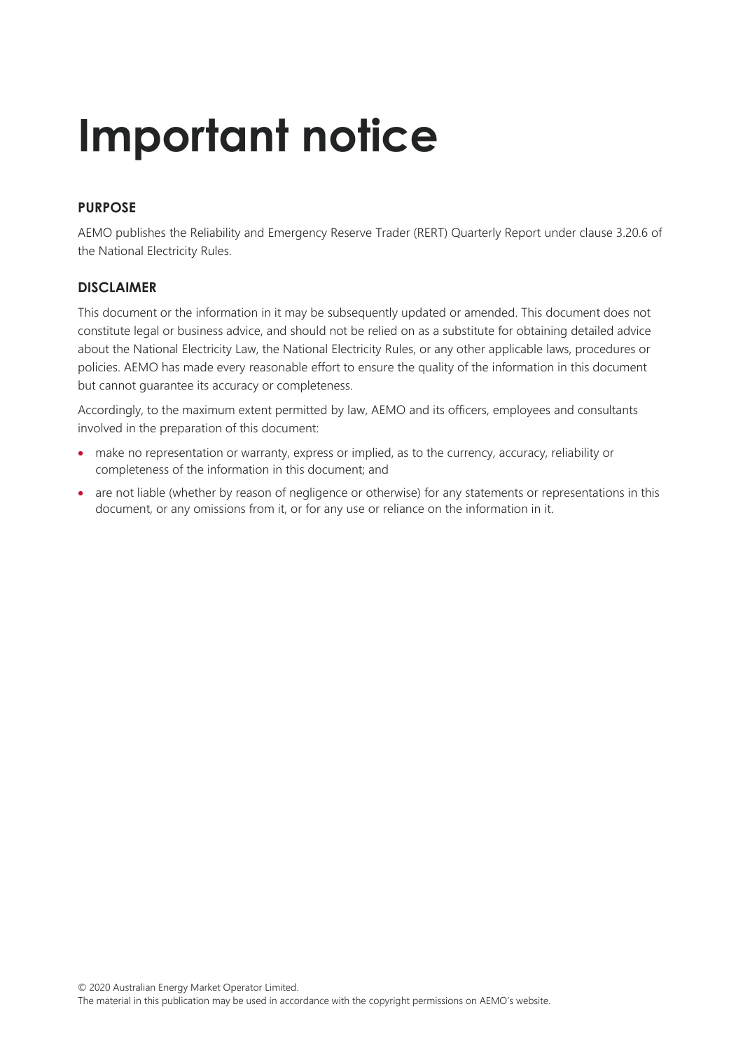# Important notice

## PURPOSE

AEMO publishes the Reliability and Emergency Reserve Trader (RERT) Quarterly Report under clause 3.20.6 of the National Electricity Rules.

## DISCLAIMER

This document or the information in it may be subsequently updated or amended. This document does not constitute legal or business advice, and should not be relied on as a substitute for obtaining detailed advice about the National Electricity Law, the National Electricity Rules, or any other applicable laws, procedures or policies. AEMO has made every reasonable effort to ensure the quality of the information in this document but cannot guarantee its accuracy or completeness.

Accordingly, to the maximum extent permitted by law, AEMO and its officers, employees and consultants involved in the preparation of this document:

- make no representation or warranty, express or implied, as to the currency, accuracy, reliability or completeness of the information in this document; and
- are not liable (whether by reason of negligence or otherwise) for any statements or representations in this document, or any omissions from it, or for any use or reliance on the information in it.

© 2020 Australian Energy Market Operator Limited.
The material in this publication may be used in accordance with the copyright permissions on AEMO's website.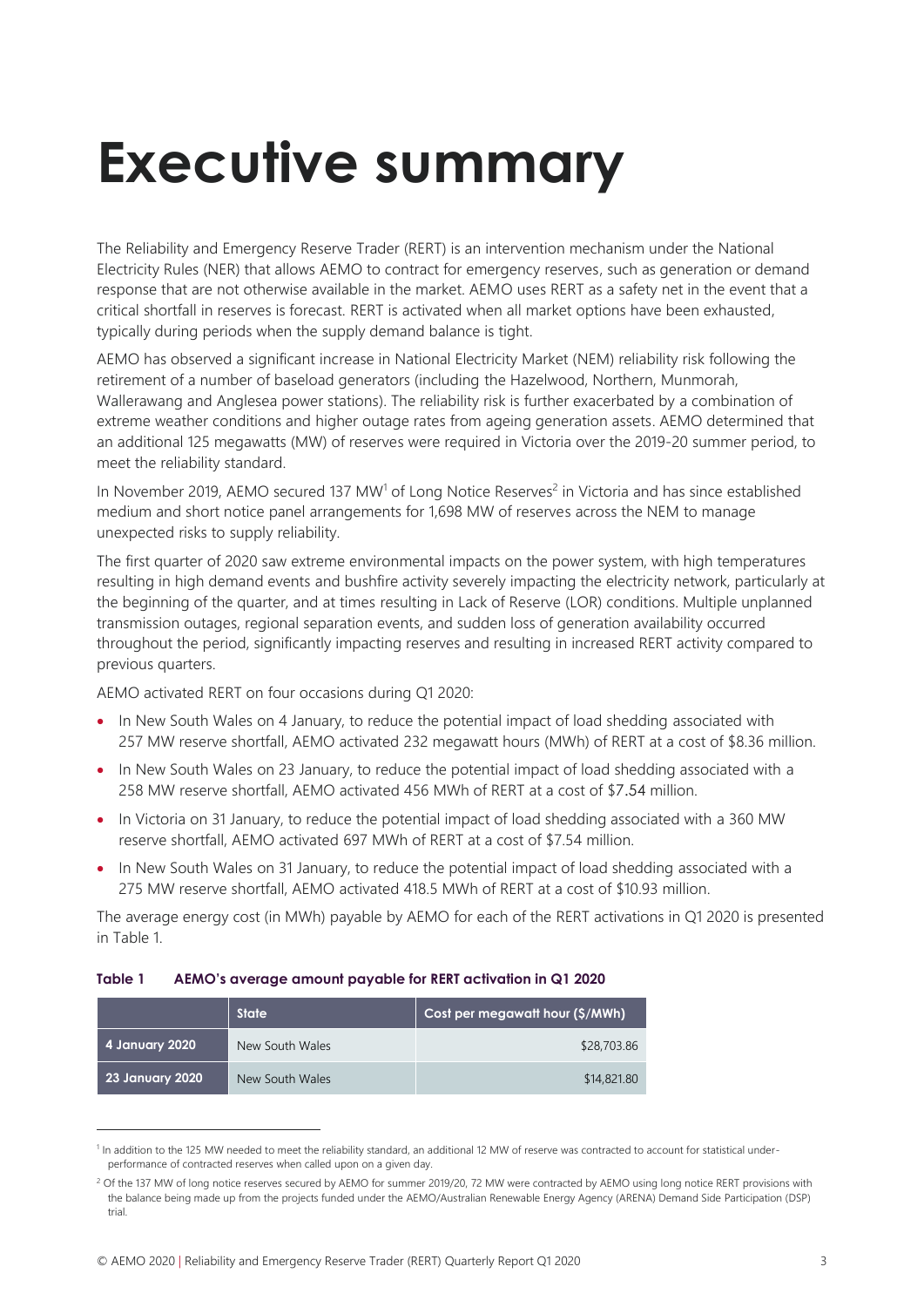# Executive summary

The Reliability and Emergency Reserve Trader (RERT) is an intervention mechanism under the National Electricity Rules (NER) that allows AEMO to contract for emergency reserves, such as generation or demand response that are not otherwise available in the market. AEMO uses RERT as a safety net in the event that a critical shortfall in reserves is forecast. RERT is activated when all market options have been exhausted, typically during periods when the supply demand balance is tight.

AEMO has observed a significant increase in National Electricity Market (NEM) reliability risk following the retirement of a number of baseload generators (including the Hazelwood, Northern, Munmorah, Wallerawang and Anglesea power stations). The reliability risk is further exacerbated by a combination of extreme weather conditions and higher outage rates from ageing generation assets. AEMO determined that an additional 125 megawatts (MW) of reserves were required in Victoria over the 2019-20 summer period, to meet the reliability standard.

In November 2019, AEMO secured 137 MW[1] of Long Notice Reserves[2] in Victoria and has since established medium and short notice panel arrangements for 1,698 MW of reserves across the NEM to manage unexpected risks to supply reliability.

The first quarter of 2020 saw extreme environmental impacts on the power system, with high temperatures resulting in high demand events and bushfire activity severely impacting the electricity network, particularly at the beginning of the quarter, and at times resulting in Lack of Reserve (LOR) conditions. Multiple unplanned transmission outages, regional separation events, and sudden loss of generation availability occurred throughout the period, significantly impacting reserves and resulting in increased RERT activity compared to previous quarters.

AEMO activated RERT on four occasions during Q1 2020:

- In New South Wales on 4 January, to reduce the potential impact of load shedding associated with 257 MW reserve shortfall, AEMO activated 232 megawatt hours (MWh) of RERT at a cost of $8.36 million.
- In New South Wales on 23 January, to reduce the potential impact of load shedding associated with a 258 MW reserve shortfall, AEMO activated 456 MWh of RERT at a cost of $7.54 million.
- In Victoria on 31 January, to reduce the potential impact of load shedding associated with a 360 MW reserve shortfall, AEMO activated 697 MWh of RERT at a cost of $7.54 million.
- In New South Wales on 31 January, to reduce the potential impact of load shedding associated with a 275 MW reserve shortfall, AEMO activated 418.5 MWh of RERT at a cost of $10.93 million.

The average energy cost (in MWh) payable by AEMO for each of the RERT activations in Q1 2020 is presented in Table 1.

**Table 1 AEMO's average amount payable for RERT activation in Q1 2020**

| | State | Cost per megawatt hour ($/MWh) |
|---|---|---|
| **4 January 2020** | New South Wales | $28,703.86 |
| **23 January 2020** | New South Wales | $14,821.80 |

[1] In addition to the 125 MW needed to meet the reliability standard, an additional 12 MW of reserve was contracted to account for statistical under-performance of contracted reserves when called upon on a given day.

[2] Of the 137 MW of long notice reserves secured by AEMO for summer 2019/20, 72 MW were contracted by AEMO using long notice RERT provisions with the balance being made up from the projects funded under the AEMO/Australian Renewable Energy Agency (ARENA) Demand Side Participation (DSP) trial.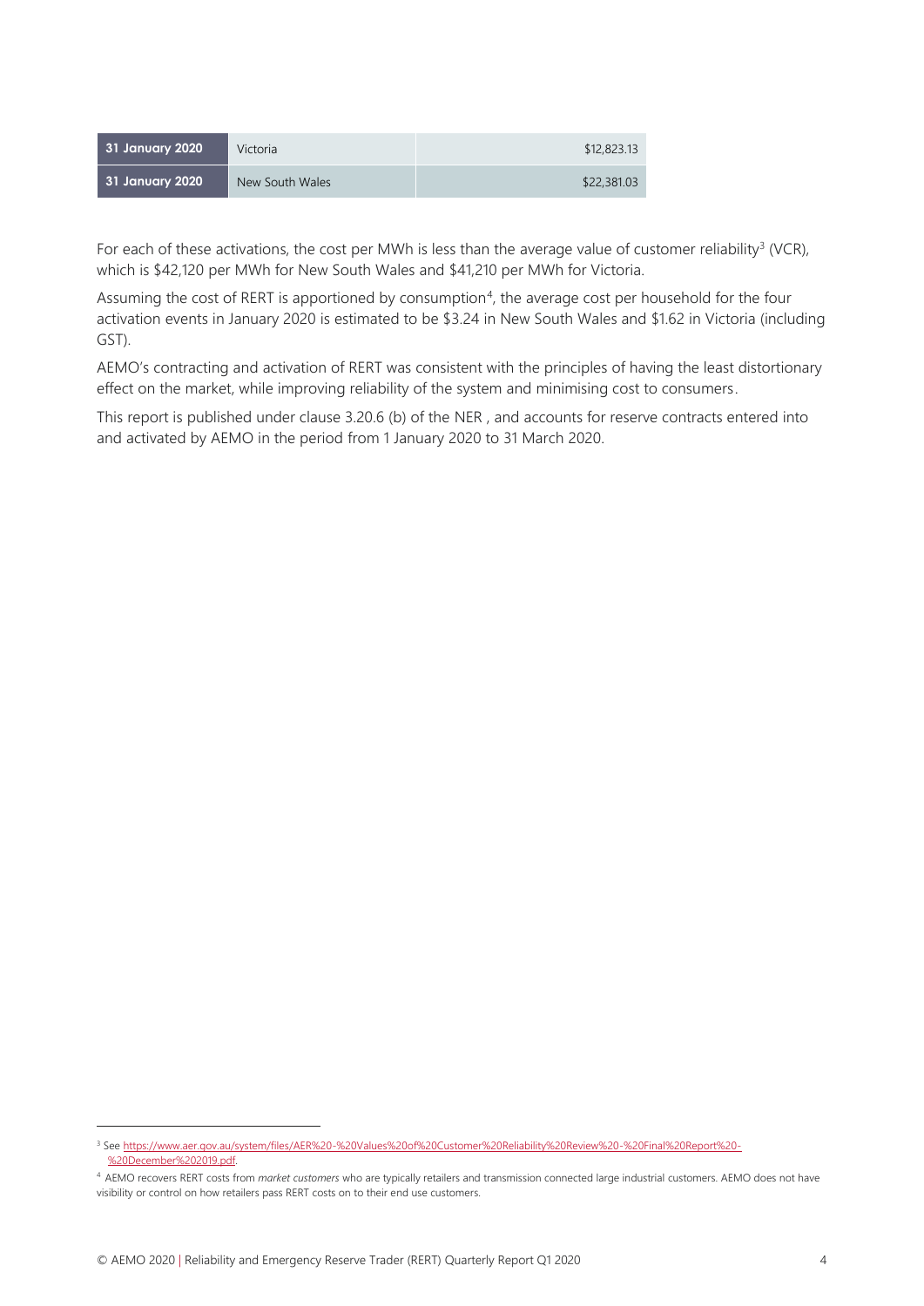| | | |
|---|---|---|
| **31 January 2020** | Victoria | $12,823.13 |
| **31 January 2020** | New South Wales | $22,381.03 |

For each of these activations, the cost per MWh is less than the average value of customer reliability[3] (VCR), which is $42,120 per MWh for New South Wales and $41,210 per MWh for Victoria.

Assuming the cost of RERT is apportioned by consumption[4], the average cost per household for the four activation events in January 2020 is estimated to be $3.24 in New South Wales and $1.62 in Victoria (including GST).

AEMO's contracting and activation of RERT was consistent with the principles of having the least distortionary effect on the market, while improving reliability of the system and minimising cost to consumers.

This report is published under clause 3.20.6 (b) of the NER , and accounts for reserve contracts entered into and activated by AEMO in the period from 1 January 2020 to 31 March 2020.

---

[3] See https://www.aer.gov.au/system/files/AER%20-%20Values%20of%20Customer%20Reliability%20Review%20-%20Final%20Report%20-%20December%202019.pdf.

[4] AEMO recovers RERT costs from *market customers* who are typically retailers and transmission connected large industrial customers. AEMO does not have visibility or control on how retailers pass RERT costs on to their end use customers.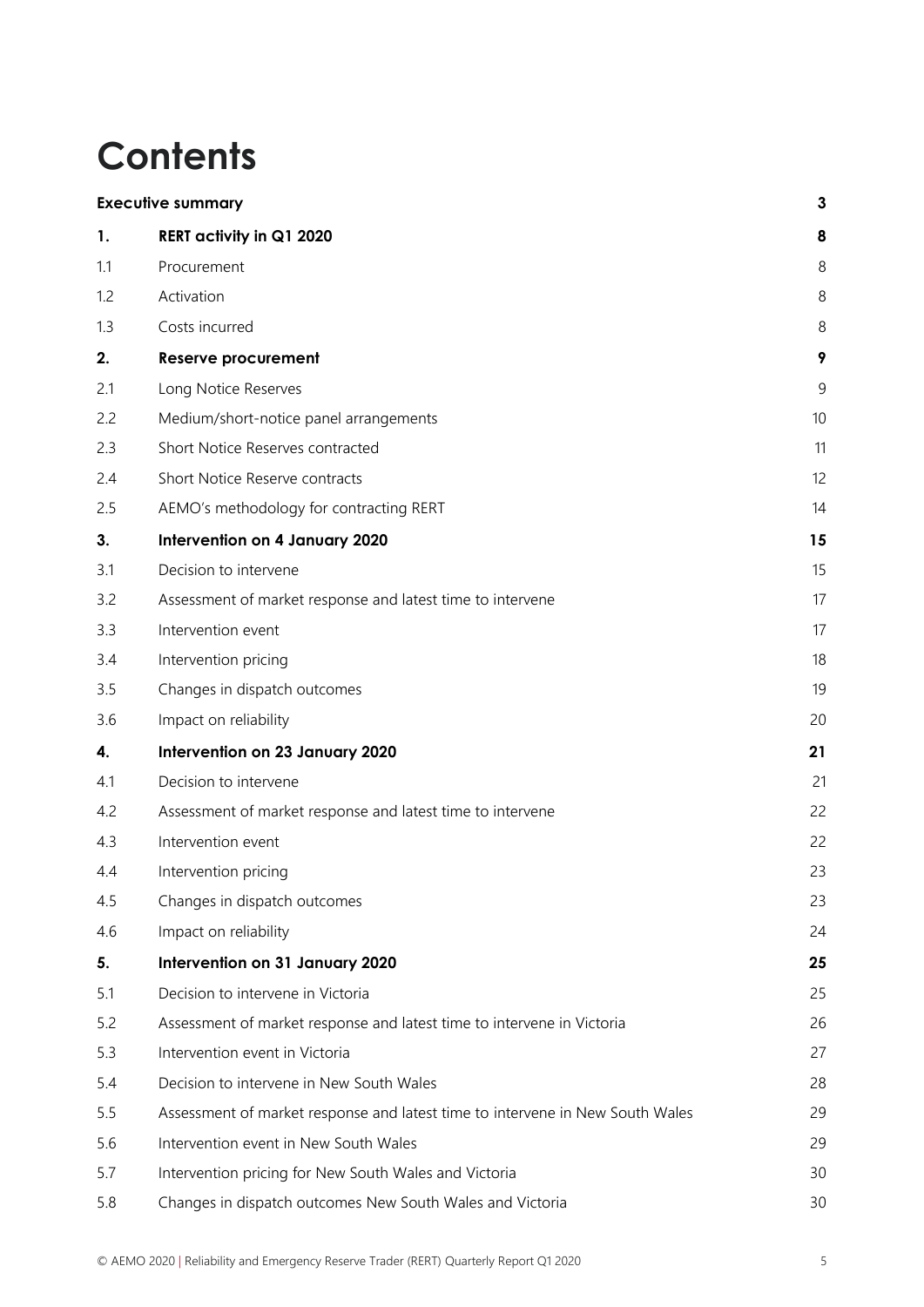# Contents

| | | |
|---|---|---|
| **Executive summary** | | **3** |
| **1.** | **RERT activity in Q1 2020** | **8** |
| 1.1 | Procurement | 8 |
| 1.2 | Activation | 8 |
| 1.3 | Costs incurred | 8 |
| **2.** | **Reserve procurement** | **9** |
| 2.1 | Long Notice Reserves | 9 |
| 2.2 | Medium/short-notice panel arrangements | 10 |
| 2.3 | Short Notice Reserves contracted | 11 |
| 2.4 | Short Notice Reserve contracts | 12 |
| 2.5 | AEMO's methodology for contracting RERT | 14 |
| **3.** | **Intervention on 4 January 2020** | **15** |
| 3.1 | Decision to intervene | 15 |
| 3.2 | Assessment of market response and latest time to intervene | 17 |
| 3.3 | Intervention event | 17 |
| 3.4 | Intervention pricing | 18 |
| 3.5 | Changes in dispatch outcomes | 19 |
| 3.6 | Impact on reliability | 20 |
| **4.** | **Intervention on 23 January 2020** | **21** |
| 4.1 | Decision to intervene | 21 |
| 4.2 | Assessment of market response and latest time to intervene | 22 |
| 4.3 | Intervention event | 22 |
| 4.4 | Intervention pricing | 23 |
| 4.5 | Changes in dispatch outcomes | 23 |
| 4.6 | Impact on reliability | 24 |
| **5.** | **Intervention on 31 January 2020** | **25** |
| 5.1 | Decision to intervene in Victoria | 25 |
| 5.2 | Assessment of market response and latest time to intervene in Victoria | 26 |
| 5.3 | Intervention event in Victoria | 27 |
| 5.4 | Decision to intervene in New South Wales | 28 |
| 5.5 | Assessment of market response and latest time to intervene in New South Wales | 29 |
| 5.6 | Intervention event in New South Wales | 29 |
| 5.7 | Intervention pricing for New South Wales and Victoria | 30 |
| 5.8 | Changes in dispatch outcomes New South Wales and Victoria | 30 |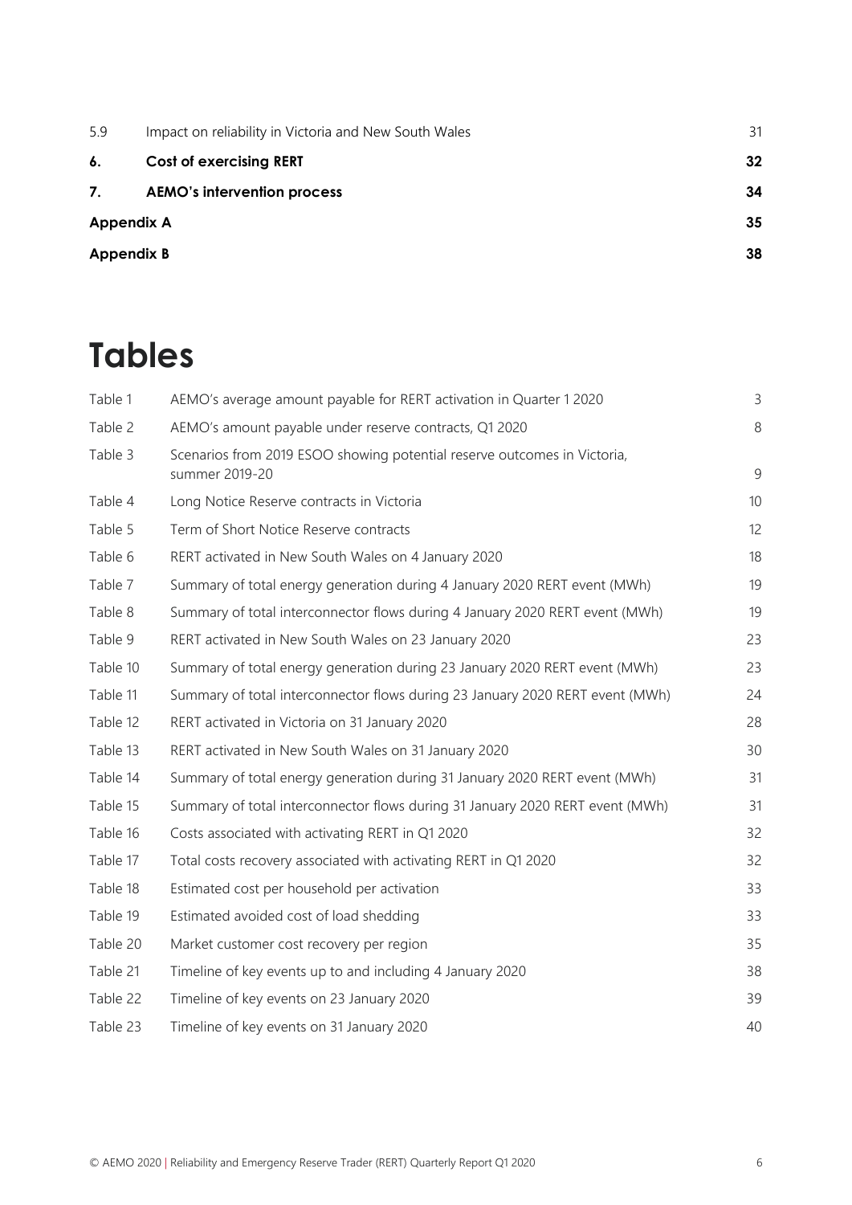| | | |
|---|---|---|
| 5.9 | Impact on reliability in Victoria and New South Wales | 31 |
| **6.** | **Cost of exercising RERT** | **32** |
| **7.** | **AEMO's intervention process** | **34** |
| **Appendix A** | | **35** |
| **Appendix B** | | **38** |

# Tables

| | | |
|---|---|---|
| Table 1 | AEMO's average amount payable for RERT activation in Quarter 1 2020 | 3 |
| Table 2 | AEMO's amount payable under reserve contracts, Q1 2020 | 8 |
| Table 3 | Scenarios from 2019 ESOO showing potential reserve outcomes in Victoria, summer 2019-20 | 9 |
| Table 4 | Long Notice Reserve contracts in Victoria | 10 |
| Table 5 | Term of Short Notice Reserve contracts | 12 |
| Table 6 | RERT activated in New South Wales on 4 January 2020 | 18 |
| Table 7 | Summary of total energy generation during 4 January 2020 RERT event (MWh) | 19 |
| Table 8 | Summary of total interconnector flows during 4 January 2020 RERT event (MWh) | 19 |
| Table 9 | RERT activated in New South Wales on 23 January 2020 | 23 |
| Table 10 | Summary of total energy generation during 23 January 2020 RERT event (MWh) | 23 |
| Table 11 | Summary of total interconnector flows during 23 January 2020 RERT event (MWh) | 24 |
| Table 12 | RERT activated in Victoria on 31 January 2020 | 28 |
| Table 13 | RERT activated in New South Wales on 31 January 2020 | 30 |
| Table 14 | Summary of total energy generation during 31 January 2020 RERT event (MWh) | 31 |
| Table 15 | Summary of total interconnector flows during 31 January 2020 RERT event (MWh) | 31 |
| Table 16 | Costs associated with activating RERT in Q1 2020 | 32 |
| Table 17 | Total costs recovery associated with activating RERT in Q1 2020 | 32 |
| Table 18 | Estimated cost per household per activation | 33 |
| Table 19 | Estimated avoided cost of load shedding | 33 |
| Table 20 | Market customer cost recovery per region | 35 |
| Table 21 | Timeline of key events up to and including 4 January 2020 | 38 |
| Table 22 | Timeline of key events on 23 January 2020 | 39 |
| Table 23 | Timeline of key events on 31 January 2020 | 40 |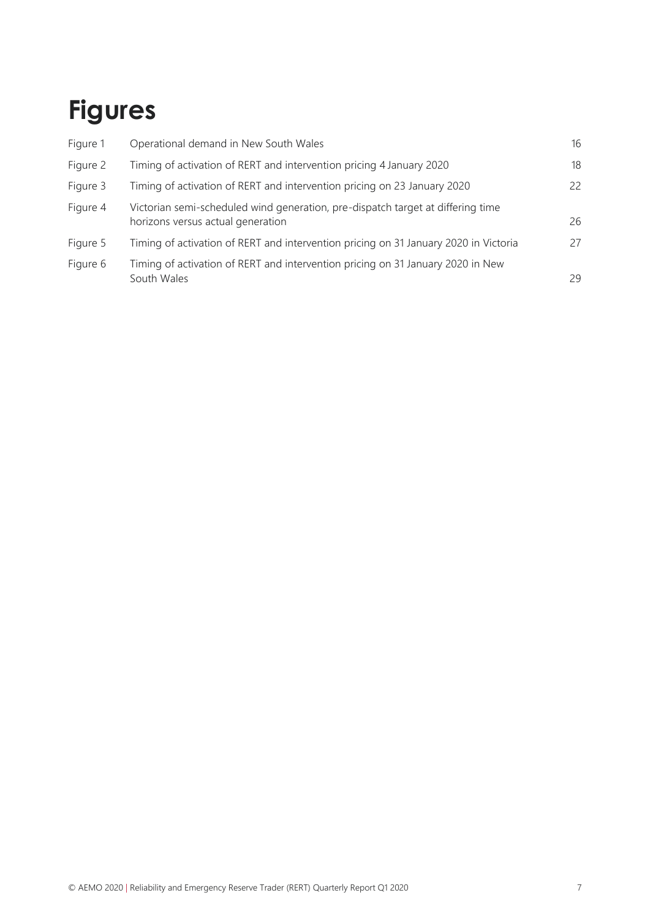# Figures

| | | |
|---|---|---|
| Figure 1 | Operational demand in New South Wales | 16 |
| Figure 2 | Timing of activation of RERT and intervention pricing 4 January 2020 | 18 |
| Figure 3 | Timing of activation of RERT and intervention pricing on 23 January 2020 | 22 |
| Figure 4 | Victorian semi-scheduled wind generation, pre-dispatch target at differing time horizons versus actual generation | 26 |
| Figure 5 | Timing of activation of RERT and intervention pricing on 31 January 2020 in Victoria | 27 |
| Figure 6 | Timing of activation of RERT and intervention pricing on 31 January 2020 in New South Wales | 29 |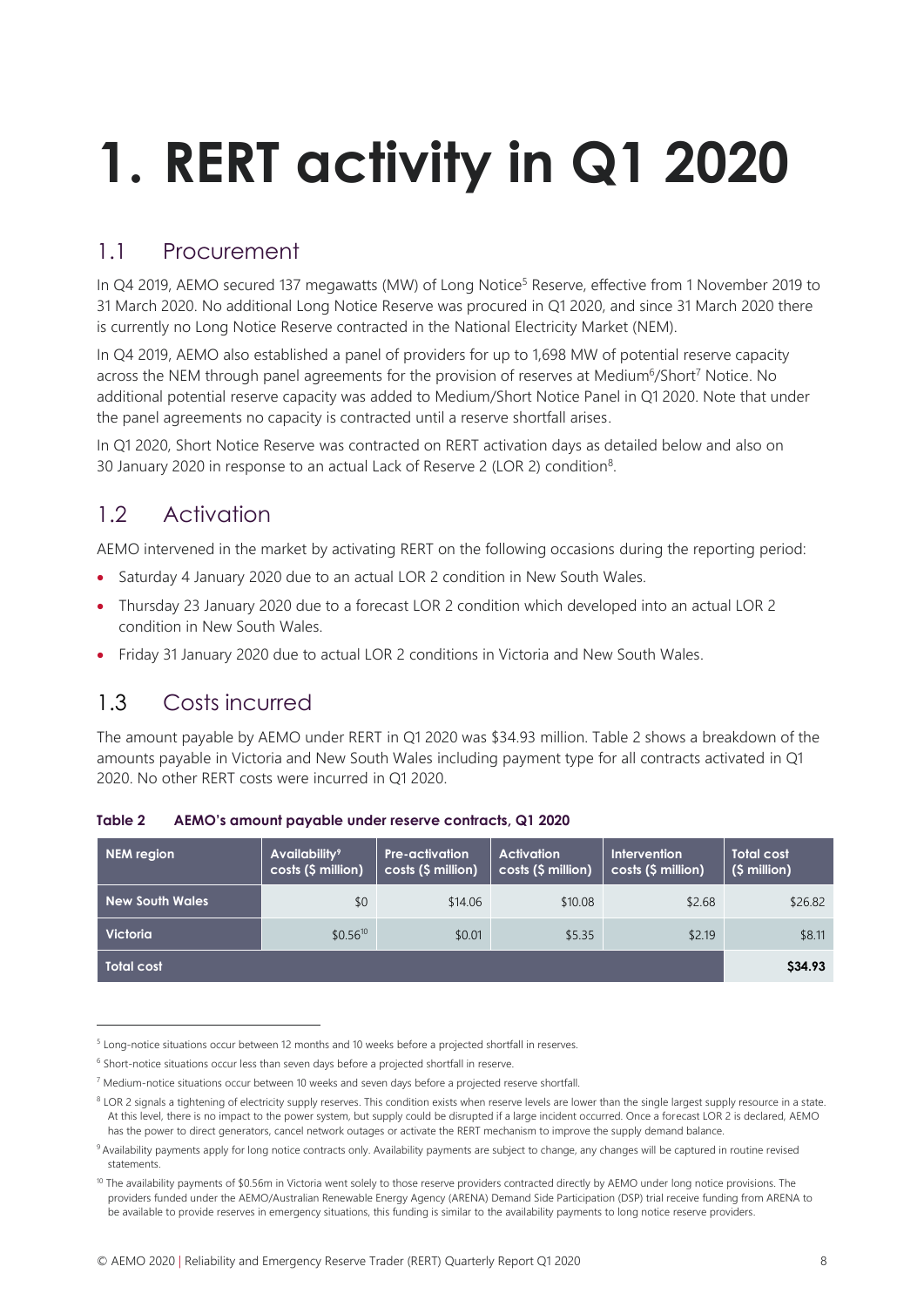# 1. RERT activity in Q1 2020

## 1.1 Procurement

In Q4 2019, AEMO secured 137 megawatts (MW) of Long Notice[5] Reserve, effective from 1 November 2019 to 31 March 2020. No additional Long Notice Reserve was procured in Q1 2020, and since 31 March 2020 there is currently no Long Notice Reserve contracted in the National Electricity Market (NEM).

In Q4 2019, AEMO also established a panel of providers for up to 1,698 MW of potential reserve capacity across the NEM through panel agreements for the provision of reserves at Medium[6]/Short[7] Notice. No additional potential reserve capacity was added to Medium/Short Notice Panel in Q1 2020. Note that under the panel agreements no capacity is contracted until a reserve shortfall arises.

In Q1 2020, Short Notice Reserve was contracted on RERT activation days as detailed below and also on 30 January 2020 in response to an actual Lack of Reserve 2 (LOR 2) condition[8].

## 1.2 Activation

AEMO intervened in the market by activating RERT on the following occasions during the reporting period:

- Saturday 4 January 2020 due to an actual LOR 2 condition in New South Wales.
- Thursday 23 January 2020 due to a forecast LOR 2 condition which developed into an actual LOR 2 condition in New South Wales.
- Friday 31 January 2020 due to actual LOR 2 conditions in Victoria and New South Wales.

## 1.3 Costs incurred

The amount payable by AEMO under RERT in Q1 2020 was $34.93 million. Table 2 shows a breakdown of the amounts payable in Victoria and New South Wales including payment type for all contracts activated in Q1 2020. No other RERT costs were incurred in Q1 2020.

**Table 2 AEMO's amount payable under reserve contracts, Q1 2020**

| NEM region | Availability[9] costs ($ million) | Pre-activation costs ($ million) | Activation costs ($ million) | Intervention costs ($ million) | Total cost ($ million) |
|---|---|---|---|---|---|
| New South Wales | $0 | $14.06 | $10.08 | $2.68 | $26.82 |
| Victoria | $0.56[10] | $0.01 | $5.35 | $2.19 | $8.11 |
| Total cost | | | | | **$34.93** |

---

[5] Long-notice situations occur between 12 months and 10 weeks before a projected shortfall in reserves.

[6] Short-notice situations occur less than seven days before a projected shortfall in reserve.

[7] Medium-notice situations occur between 10 weeks and seven days before a projected reserve shortfall.

[8] LOR 2 signals a tightening of electricity supply reserves. This condition exists when reserve levels are lower than the single largest supply resource in a state. At this level, there is no impact to the power system, but supply could be disrupted if a large incident occurred. Once a forecast LOR 2 is declared, AEMO has the power to direct generators, cancel network outages or activate the RERT mechanism to improve the supply demand balance.

[9] Availability payments apply for long notice contracts only. Availability payments are subject to change, any changes will be captured in routine revised statements.

[10] The availability payments of $0.56m in Victoria went solely to those reserve providers contracted directly by AEMO under long notice provisions. The providers funded under the AEMO/Australian Renewable Energy Agency (ARENA) Demand Side Participation (DSP) trial receive funding from ARENA to be available to provide reserves in emergency situations, this funding is similar to the availability payments to long notice reserve providers.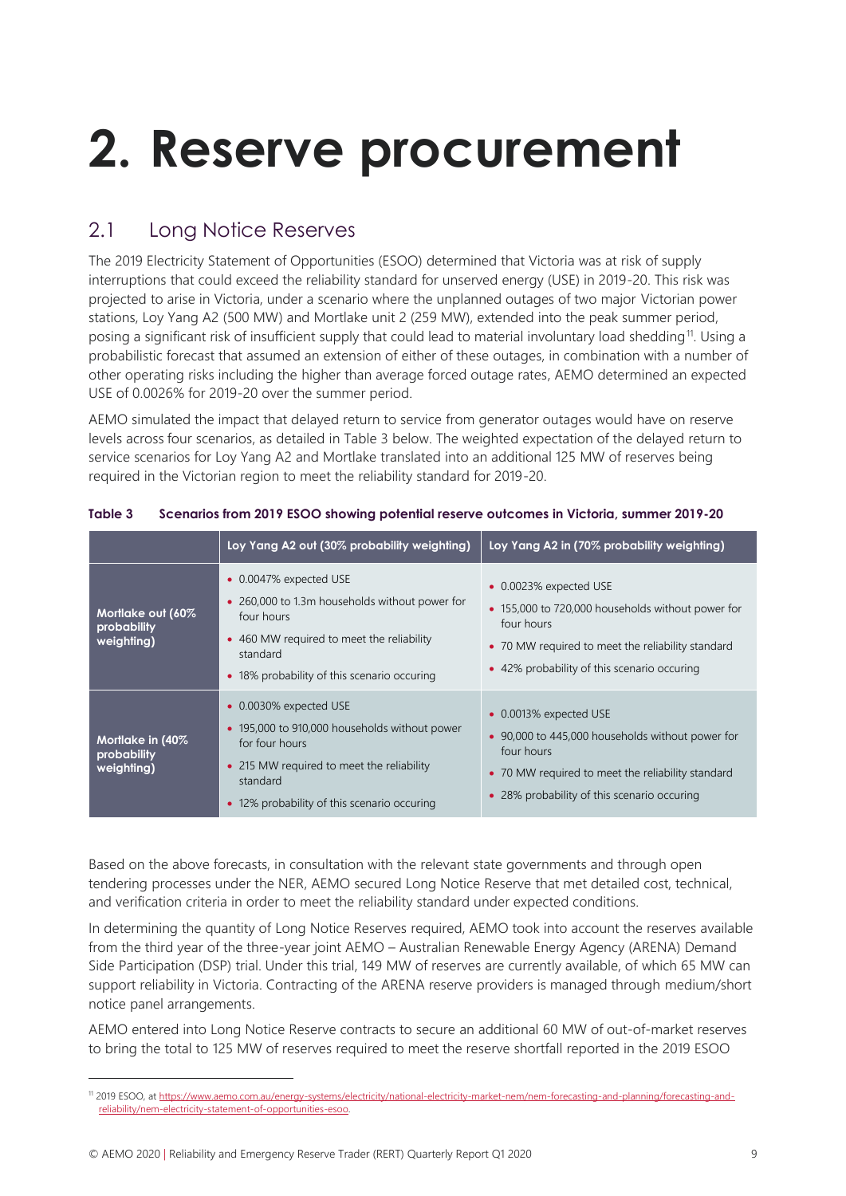# 2. Reserve procurement

## 2.1 Long Notice Reserves

The 2019 Electricity Statement of Opportunities (ESOO) determined that Victoria was at risk of supply interruptions that could exceed the reliability standard for unserved energy (USE) in 2019-20. This risk was projected to arise in Victoria, under a scenario where the unplanned outages of two major Victorian power stations, Loy Yang A2 (500 MW) and Mortlake unit 2 (259 MW), extended into the peak summer period, posing a significant risk of insufficient supply that could lead to material involuntary load shedding[11]. Using a probabilistic forecast that assumed an extension of either of these outages, in combination with a number of other operating risks including the higher than average forced outage rates, AEMO determined an expected USE of 0.0026% for 2019-20 over the summer period.

AEMO simulated the impact that delayed return to service from generator outages would have on reserve levels across four scenarios, as detailed in Table 3 below. The weighted expectation of the delayed return to service scenarios for Loy Yang A2 and Mortlake translated into an additional 125 MW of reserves being required in the Victorian region to meet the reliability standard for 2019-20.

**Table 3 Scenarios from 2019 ESOO showing potential reserve outcomes in Victoria, summer 2019-20**

| | Loy Yang A2 out (30% probability weighting) | Loy Yang A2 in (70% probability weighting) |
|---|---|---|
| **Mortlake out (60% probability weighting)** | • 0.0047% expected USE<br>• 260,000 to 1.3m households without power for four hours<br>• 460 MW required to meet the reliability standard<br>• 18% probability of this scenario occuring | • 0.0023% expected USE<br>• 155,000 to 720,000 households without power for four hours<br>• 70 MW required to meet the reliability standard<br>• 42% probability of this scenario occuring |
| **Mortlake in (40% probability weighting)** | • 0.0030% expected USE<br>• 195,000 to 910,000 households without power for four hours<br>• 215 MW required to meet the reliability standard<br>• 12% probability of this scenario occuring | • 0.0013% expected USE<br>• 90,000 to 445,000 households without power for four hours<br>• 70 MW required to meet the reliability standard<br>• 28% probability of this scenario occuring |

Based on the above forecasts, in consultation with the relevant state governments and through open tendering processes under the NER, AEMO secured Long Notice Reserve that met detailed cost, technical, and verification criteria in order to meet the reliability standard under expected conditions.

In determining the quantity of Long Notice Reserves required, AEMO took into account the reserves available from the third year of the three-year joint AEMO – Australian Renewable Energy Agency (ARENA) Demand Side Participation (DSP) trial. Under this trial, 149 MW of reserves are currently available, of which 65 MW can support reliability in Victoria. Contracting of the ARENA reserve providers is managed through medium/short notice panel arrangements.

AEMO entered into Long Notice Reserve contracts to secure an additional 60 MW of out-of-market reserves to bring the total to 125 MW of reserves required to meet the reserve shortfall reported in the 2019 ESOO

[11] 2019 ESOO, at https://www.aemo.com.au/energy-systems/electricity/national-electricity-market-nem/nem-forecasting-and-planning/forecasting-and-reliability/nem-electricity-statement-of-opportunities-esoo.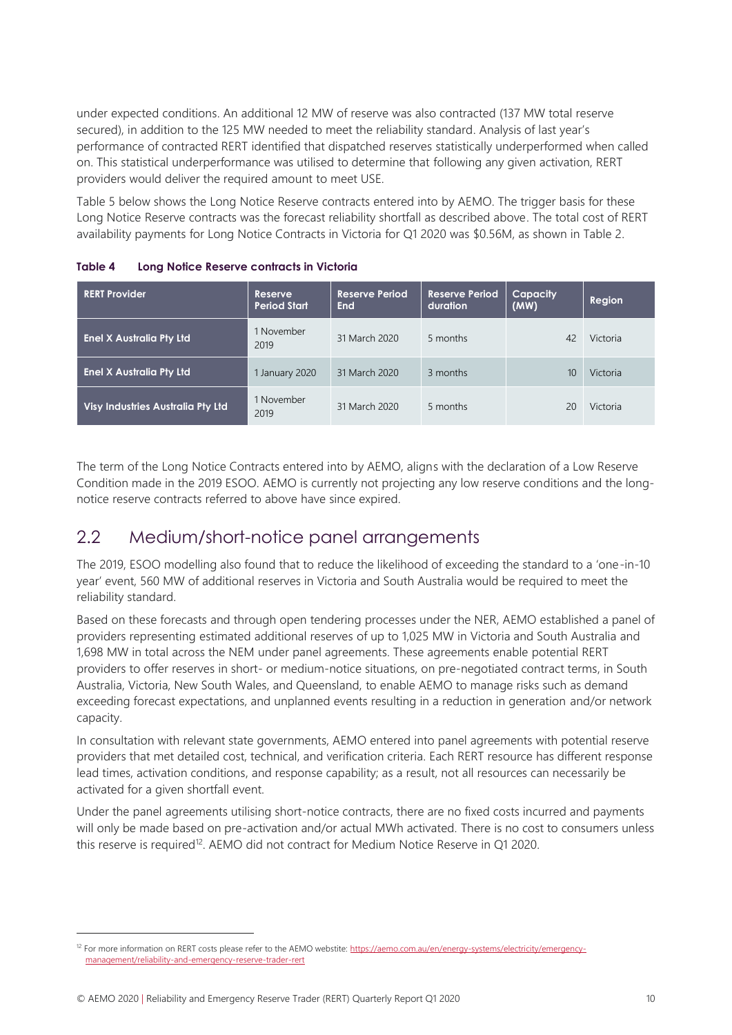under expected conditions. An additional 12 MW of reserve was also contracted (137 MW total reserve secured), in addition to the 125 MW needed to meet the reliability standard. Analysis of last year's performance of contracted RERT identified that dispatched reserves statistically underperformed when called on. This statistical underperformance was utilised to determine that following any given activation, RERT providers would deliver the required amount to meet USE.

Table 5 below shows the Long Notice Reserve contracts entered into by AEMO. The trigger basis for these Long Notice Reserve contracts was the forecast reliability shortfall as described above. The total cost of RERT availability payments for Long Notice Contracts in Victoria for Q1 2020 was \$0.56M, as shown in Table 2.

**Table 4 Long Notice Reserve contracts in Victoria**

| RERT Provider | Reserve Period Start | Reserve Period End | Reserve Period duration | Capacity (MW) | Region |
|---|---|---|---|---|---|
| Enel X Australia Pty Ltd | 1 November 2019 | 31 March 2020 | 5 months | 42 | Victoria |
| Enel X Australia Pty Ltd | 1 January 2020 | 31 March 2020 | 3 months | 10 | Victoria |
| Visy Industries Australia Pty Ltd | 1 November 2019 | 31 March 2020 | 5 months | 20 | Victoria |

The term of the Long Notice Contracts entered into by AEMO, aligns with the declaration of a Low Reserve Condition made in the 2019 ESOO. AEMO is currently not projecting any low reserve conditions and the long-notice reserve contracts referred to above have since expired.

## 2.2 Medium/short-notice panel arrangements

The 2019, ESOO modelling also found that to reduce the likelihood of exceeding the standard to a 'one-in-10 year' event, 560 MW of additional reserves in Victoria and South Australia would be required to meet the reliability standard.

Based on these forecasts and through open tendering processes under the NER, AEMO established a panel of providers representing estimated additional reserves of up to 1,025 MW in Victoria and South Australia and 1,698 MW in total across the NEM under panel agreements. These agreements enable potential RERT providers to offer reserves in short- or medium-notice situations, on pre-negotiated contract terms, in South Australia, Victoria, New South Wales, and Queensland, to enable AEMO to manage risks such as demand exceeding forecast expectations, and unplanned events resulting in a reduction in generation and/or network capacity.

In consultation with relevant state governments, AEMO entered into panel agreements with potential reserve providers that met detailed cost, technical, and verification criteria. Each RERT resource has different response lead times, activation conditions, and response capability; as a result, not all resources can necessarily be activated for a given shortfall event.

Under the panel agreements utilising short-notice contracts, there are no fixed costs incurred and payments will only be made based on pre-activation and/or actual MWh activated. There is no cost to consumers unless this reserve is required[12]. AEMO did not contract for Medium Notice Reserve in Q1 2020.

[12] For more information on RERT costs please refer to the AEMO webstite: https://aemo.com.au/en/energy-systems/electricity/emergency-management/reliability-and-emergency-reserve-trader-rert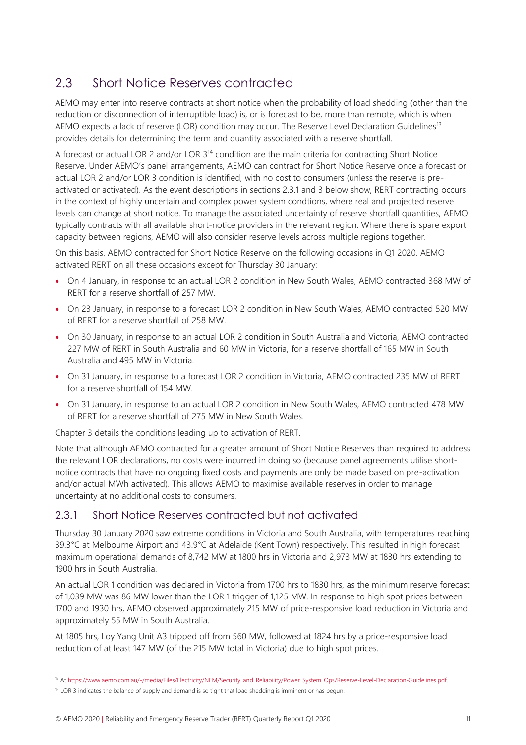## 2.3 Short Notice Reserves contracted

AEMO may enter into reserve contracts at short notice when the probability of load shedding (other than the reduction or disconnection of interruptible load) is, or is forecast to be, more than remote, which is when AEMO expects a lack of reserve (LOR) condition may occur. The Reserve Level Declaration Guidelines[13] provides details for determining the term and quantity associated with a reserve shortfall.

A forecast or actual LOR 2 and/or LOR 3[14] condition are the main criteria for contracting Short Notice Reserve. Under AEMO's panel arrangements, AEMO can contract for Short Notice Reserve once a forecast or actual LOR 2 and/or LOR 3 condition is identified, with no cost to consumers (unless the reserve is pre-activated or activated). As the event descriptions in sections 2.3.1 and 3 below show, RERT contracting occurs in the context of highly uncertain and complex power system condtions, where real and projected reserve levels can change at short notice. To manage the associated uncertainty of reserve shortfall quantities, AEMO typically contracts with all available short-notice providers in the relevant region. Where there is spare export capacity between regions, AEMO will also consider reserve levels across multiple regions together.

On this basis, AEMO contracted for Short Notice Reserve on the following occasions in Q1 2020. AEMO activated RERT on all these occasions except for Thursday 30 January:

- On 4 January, in response to an actual LOR 2 condition in New South Wales, AEMO contracted 368 MW of RERT for a reserve shortfall of 257 MW.
- On 23 January, in response to a forecast LOR 2 condition in New South Wales, AEMO contracted 520 MW of RERT for a reserve shortfall of 258 MW.
- On 30 January, in response to an actual LOR 2 condition in South Australia and Victoria, AEMO contracted 227 MW of RERT in South Australia and 60 MW in Victoria, for a reserve shortfall of 165 MW in South Australia and 495 MW in Victoria.
- On 31 January, in response to a forecast LOR 2 condition in Victoria, AEMO contracted 235 MW of RERT for a reserve shortfall of 154 MW.
- On 31 January, in response to an actual LOR 2 condition in New South Wales, AEMO contracted 478 MW of RERT for a reserve shortfall of 275 MW in New South Wales.

Chapter 3 details the conditions leading up to activation of RERT.

Note that although AEMO contracted for a greater amount of Short Notice Reserves than required to address the relevant LOR declarations, no costs were incurred in doing so (because panel agreements utilise short-notice contracts that have no ongoing fixed costs and payments are only be made based on pre-activation and/or actual MWh activated). This allows AEMO to maximise available reserves in order to manage uncertainty at no additional costs to consumers.

### 2.3.1 Short Notice Reserves contracted but not activated

Thursday 30 January 2020 saw extreme conditions in Victoria and South Australia, with temperatures reaching 39.3°C at Melbourne Airport and 43.9°C at Adelaide (Kent Town) respectively. This resulted in high forecast maximum operational demands of 8,742 MW at 1800 hrs in Victoria and 2,973 MW at 1830 hrs extending to 1900 hrs in South Australia.

An actual LOR 1 condition was declared in Victoria from 1700 hrs to 1830 hrs, as the minimum reserve forecast of 1,039 MW was 86 MW lower than the LOR 1 trigger of 1,125 MW. In response to high spot prices between 1700 and 1930 hrs, AEMO observed approximately 215 MW of price-responsive load reduction in Victoria and approximately 55 MW in South Australia.

At 1805 hrs, Loy Yang Unit A3 tripped off from 560 MW, followed at 1824 hrs by a price-responsive load reduction of at least 147 MW (of the 215 MW total in Victoria) due to high spot prices.

[13] At https://www.aemo.com.au/-/media/Files/Electricity/NEM/Security_and_Reliability/Power_System_Ops/Reserve-Level-Declaration-Guidelines.pdf.

[14] LOR 3 indicates the balance of supply and demand is so tight that load shedding is imminent or has begun.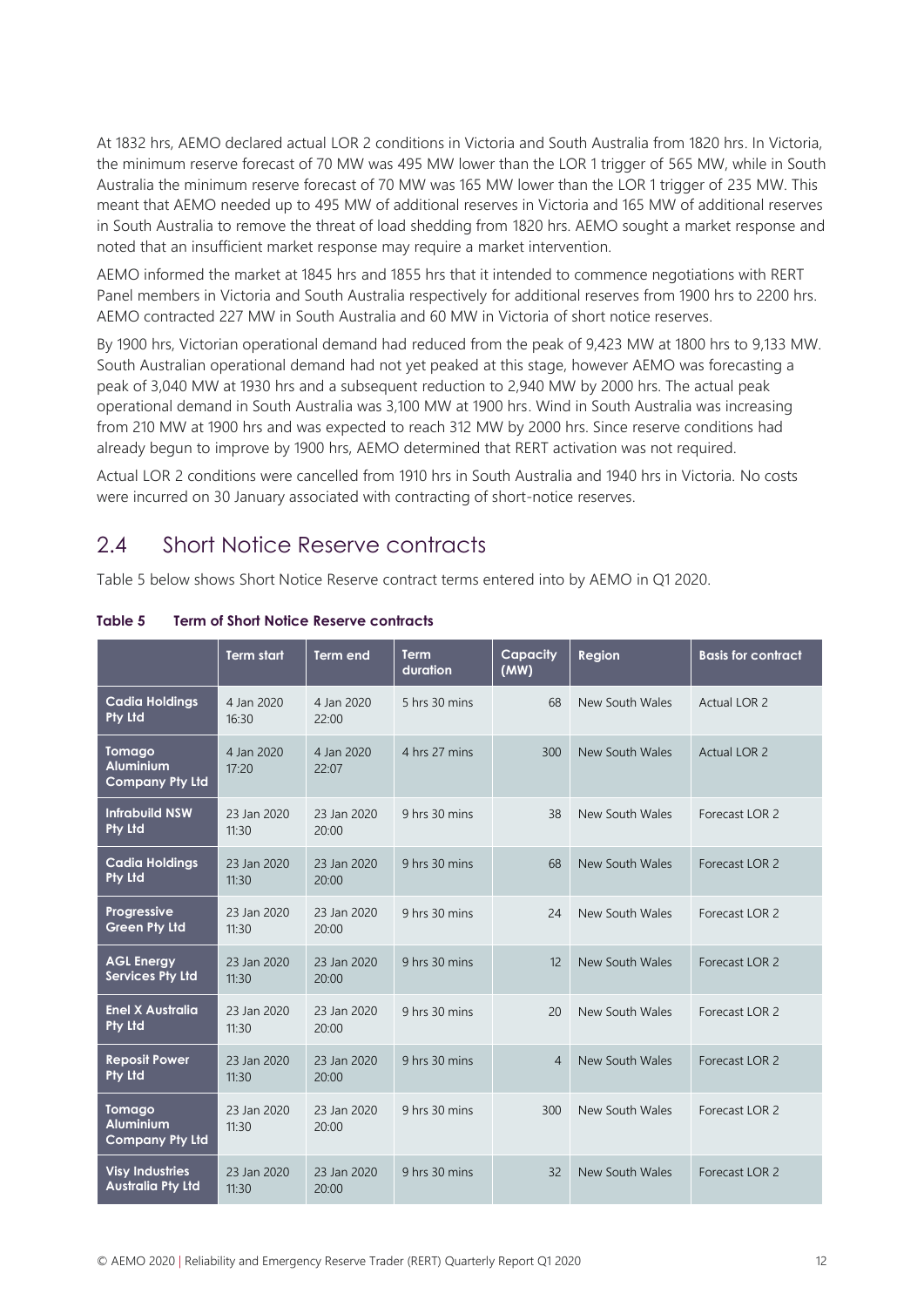At 1832 hrs, AEMO declared actual LOR 2 conditions in Victoria and South Australia from 1820 hrs. In Victoria, the minimum reserve forecast of 70 MW was 495 MW lower than the LOR 1 trigger of 565 MW, while in South Australia the minimum reserve forecast of 70 MW was 165 MW lower than the LOR 1 trigger of 235 MW. This meant that AEMO needed up to 495 MW of additional reserves in Victoria and 165 MW of additional reserves in South Australia to remove the threat of load shedding from 1820 hrs. AEMO sought a market response and noted that an insufficient market response may require a market intervention.

AEMO informed the market at 1845 hrs and 1855 hrs that it intended to commence negotiations with RERT Panel members in Victoria and South Australia respectively for additional reserves from 1900 hrs to 2200 hrs. AEMO contracted 227 MW in South Australia and 60 MW in Victoria of short notice reserves.

By 1900 hrs, Victorian operational demand had reduced from the peak of 9,423 MW at 1800 hrs to 9,133 MW. South Australian operational demand had not yet peaked at this stage, however AEMO was forecasting a peak of 3,040 MW at 1930 hrs and a subsequent reduction to 2,940 MW by 2000 hrs. The actual peak operational demand in South Australia was 3,100 MW at 1900 hrs. Wind in South Australia was increasing from 210 MW at 1900 hrs and was expected to reach 312 MW by 2000 hrs. Since reserve conditions had already begun to improve by 1900 hrs, AEMO determined that RERT activation was not required.

Actual LOR 2 conditions were cancelled from 1910 hrs in South Australia and 1940 hrs in Victoria. No costs were incurred on 30 January associated with contracting of short-notice reserves.

## 2.4 Short Notice Reserve contracts

Table 5 below shows Short Notice Reserve contract terms entered into by AEMO in Q1 2020.

**Table 5 Term of Short Notice Reserve contracts**

| | Term start | Term end | Term duration | Capacity (MW) | Region | Basis for contract |
|---|---|---|---|---|---|---|
| **Cadia Holdings Pty Ltd** | 4 Jan 2020 16:30 | 4 Jan 2020 22:00 | 5 hrs 30 mins | 68 | New South Wales | Actual LOR 2 |
| **Tomago Aluminium Company Pty Ltd** | 4 Jan 2020 17:20 | 4 Jan 2020 22:07 | 4 hrs 27 mins | 300 | New South Wales | Actual LOR 2 |
| **Infrabuild NSW Pty Ltd** | 23 Jan 2020 11:30 | 23 Jan 2020 20:00 | 9 hrs 30 mins | 38 | New South Wales | Forecast LOR 2 |
| **Cadia Holdings Pty Ltd** | 23 Jan 2020 11:30 | 23 Jan 2020 20:00 | 9 hrs 30 mins | 68 | New South Wales | Forecast LOR 2 |
| **Progressive Green Pty Ltd** | 23 Jan 2020 11:30 | 23 Jan 2020 20:00 | 9 hrs 30 mins | 24 | New South Wales | Forecast LOR 2 |
| **AGL Energy Services Pty Ltd** | 23 Jan 2020 11:30 | 23 Jan 2020 20:00 | 9 hrs 30 mins | 12 | New South Wales | Forecast LOR 2 |
| **Enel X Australia Pty Ltd** | 23 Jan 2020 11:30 | 23 Jan 2020 20:00 | 9 hrs 30 mins | 20 | New South Wales | Forecast LOR 2 |
| **Reposit Power Pty Ltd** | 23 Jan 2020 11:30 | 23 Jan 2020 20:00 | 9 hrs 30 mins | 4 | New South Wales | Forecast LOR 2 |
| **Tomago Aluminium Company Pty Ltd** | 23 Jan 2020 11:30 | 23 Jan 2020 20:00 | 9 hrs 30 mins | 300 | New South Wales | Forecast LOR 2 |
| **Visy Industries Australia Pty Ltd** | 23 Jan 2020 11:30 | 23 Jan 2020 20:00 | 9 hrs 30 mins | 32 | New South Wales | Forecast LOR 2 |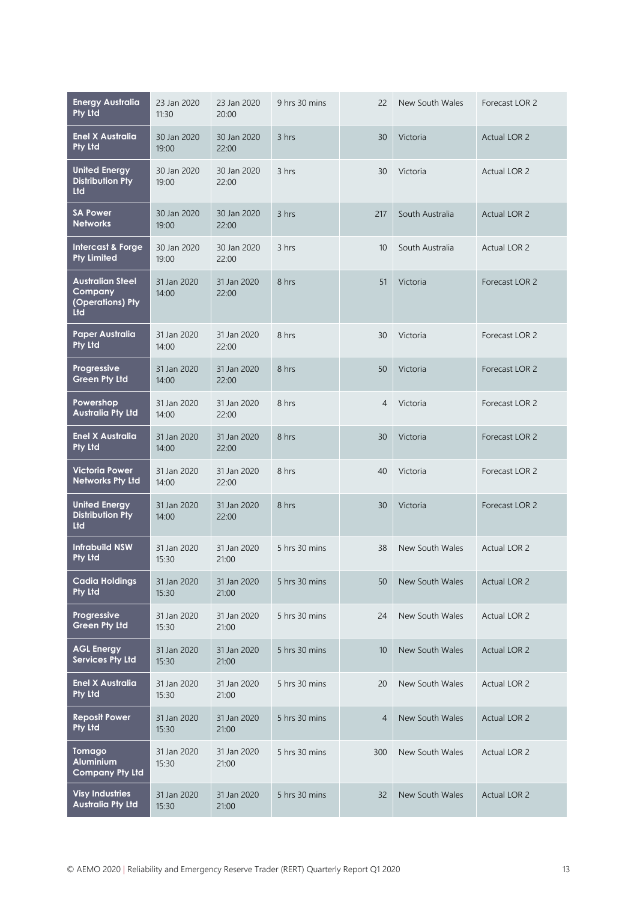| | | | | | | |
|---|---|---|---|---|---|---|
| **Energy Australia Pty Ltd** | 23 Jan 2020 11:30 | 23 Jan 2020 20:00 | 9 hrs 30 mins | 22 | New South Wales | Forecast LOR 2 |
| **Enel X Australia Pty Ltd** | 30 Jan 2020 19:00 | 30 Jan 2020 22:00 | 3 hrs | 30 | Victoria | Actual LOR 2 |
| **United Energy Distribution Pty Ltd** | 30 Jan 2020 19:00 | 30 Jan 2020 22:00 | 3 hrs | 30 | Victoria | Actual LOR 2 |
| **SA Power Networks** | 30 Jan 2020 19:00 | 30 Jan 2020 22:00 | 3 hrs | 217 | South Australia | Actual LOR 2 |
| **Intercast & Forge Pty Limited** | 30 Jan 2020 19:00 | 30 Jan 2020 22:00 | 3 hrs | 10 | South Australia | Actual LOR 2 |
| **Australian Steel Company (Operations) Pty Ltd** | 31 Jan 2020 14:00 | 31 Jan 2020 22:00 | 8 hrs | 51 | Victoria | Forecast LOR 2 |
| **Paper Australia Pty Ltd** | 31 Jan 2020 14:00 | 31 Jan 2020 22:00 | 8 hrs | 30 | Victoria | Forecast LOR 2 |
| **Progressive Green Pty Ltd** | 31 Jan 2020 14:00 | 31 Jan 2020 22:00 | 8 hrs | 50 | Victoria | Forecast LOR 2 |
| **Powershop Australia Pty Ltd** | 31 Jan 2020 14:00 | 31 Jan 2020 22:00 | 8 hrs | 4 | Victoria | Forecast LOR 2 |
| **Enel X Australia Pty Ltd** | 31 Jan 2020 14:00 | 31 Jan 2020 22:00 | 8 hrs | 30 | Victoria | Forecast LOR 2 |
| **Victoria Power Networks Pty Ltd** | 31 Jan 2020 14:00 | 31 Jan 2020 22:00 | 8 hrs | 40 | Victoria | Forecast LOR 2 |
| **United Energy Distribution Pty Ltd** | 31 Jan 2020 14:00 | 31 Jan 2020 22:00 | 8 hrs | 30 | Victoria | Forecast LOR 2 |
| **Infrabuild NSW Pty Ltd** | 31 Jan 2020 15:30 | 31 Jan 2020 21:00 | 5 hrs 30 mins | 38 | New South Wales | Actual LOR 2 |
| **Cadia Holdings Pty Ltd** | 31 Jan 2020 15:30 | 31 Jan 2020 21:00 | 5 hrs 30 mins | 50 | New South Wales | Actual LOR 2 |
| **Progressive Green Pty Ltd** | 31 Jan 2020 15:30 | 31 Jan 2020 21:00 | 5 hrs 30 mins | 24 | New South Wales | Actual LOR 2 |
| **AGL Energy Services Pty Ltd** | 31 Jan 2020 15:30 | 31 Jan 2020 21:00 | 5 hrs 30 mins | 10 | New South Wales | Actual LOR 2 |
| **Enel X Australia Pty Ltd** | 31 Jan 2020 15:30 | 31 Jan 2020 21:00 | 5 hrs 30 mins | 20 | New South Wales | Actual LOR 2 |
| **Reposit Power Pty Ltd** | 31 Jan 2020 15:30 | 31 Jan 2020 21:00 | 5 hrs 30 mins | 4 | New South Wales | Actual LOR 2 |
| **Tomago Aluminium Company Pty Ltd** | 31 Jan 2020 15:30 | 31 Jan 2020 21:00 | 5 hrs 30 mins | 300 | New South Wales | Actual LOR 2 |
| **Visy Industries Australia Pty Ltd** | 31 Jan 2020 15:30 | 31 Jan 2020 21:00 | 5 hrs 30 mins | 32 | New South Wales | Actual LOR 2 |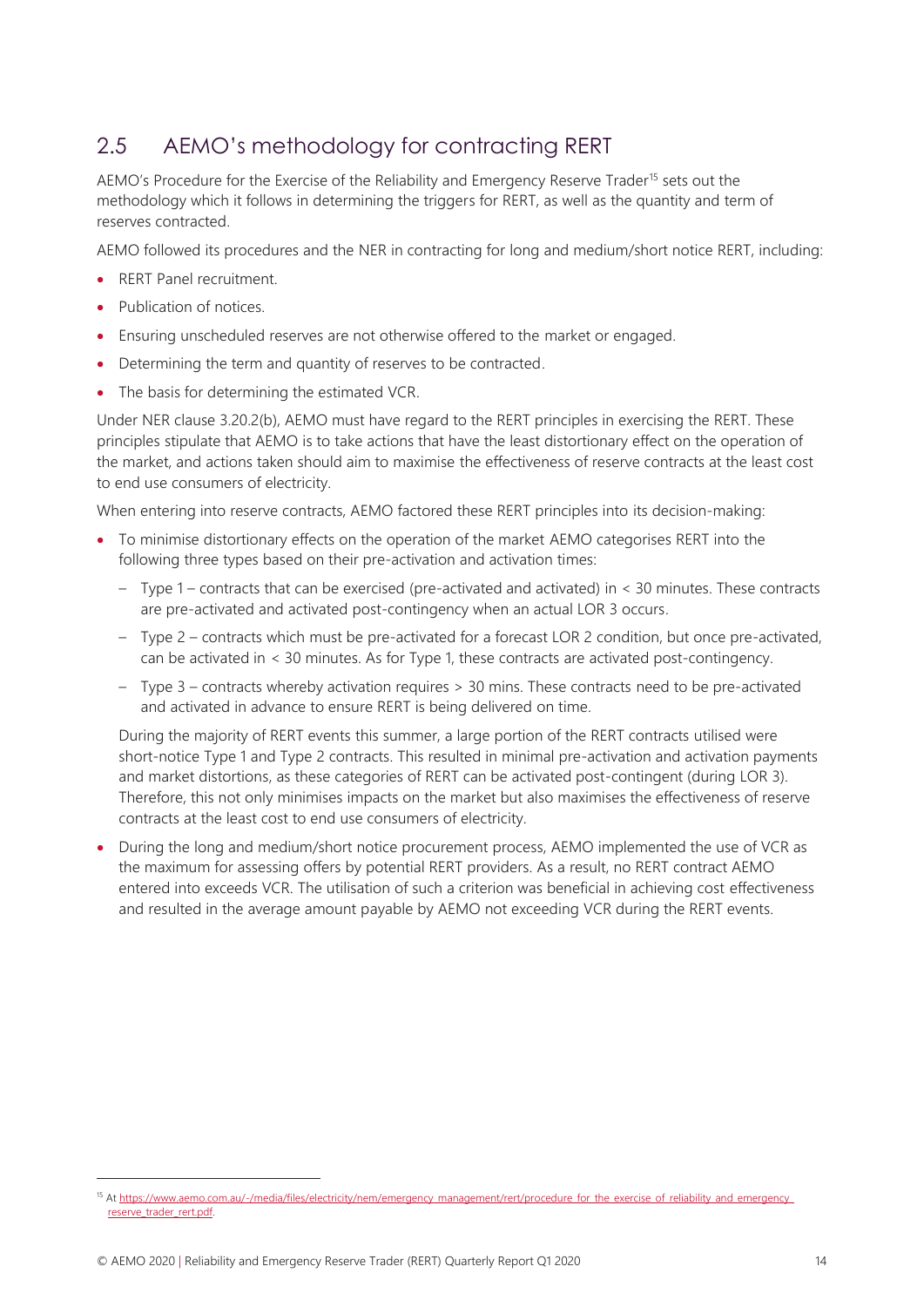## 2.5 AEMO's methodology for contracting RERT

AEMO's Procedure for the Exercise of the Reliability and Emergency Reserve Trader[15] sets out the methodology which it follows in determining the triggers for RERT, as well as the quantity and term of reserves contracted.

AEMO followed its procedures and the NER in contracting for long and medium/short notice RERT, including:

- RERT Panel recruitment.
- Publication of notices.
- Ensuring unscheduled reserves are not otherwise offered to the market or engaged.
- Determining the term and quantity of reserves to be contracted.
- The basis for determining the estimated VCR.

Under NER clause 3.20.2(b), AEMO must have regard to the RERT principles in exercising the RERT. These principles stipulate that AEMO is to take actions that have the least distortionary effect on the operation of the market, and actions taken should aim to maximise the effectiveness of reserve contracts at the least cost to end use consumers of electricity.

When entering into reserve contracts, AEMO factored these RERT principles into its decision-making:

- To minimise distortionary effects on the operation of the market AEMO categorises RERT into the following three types based on their pre-activation and activation times:
  - Type 1 – contracts that can be exercised (pre-activated and activated) in < 30 minutes. These contracts are pre-activated and activated post-contingency when an actual LOR 3 occurs.
  - Type 2 – contracts which must be pre-activated for a forecast LOR 2 condition, but once pre-activated, can be activated in < 30 minutes. As for Type 1, these contracts are activated post-contingency.
  - Type 3 – contracts whereby activation requires > 30 mins. These contracts need to be pre-activated and activated in advance to ensure RERT is being delivered on time.

  During the majority of RERT events this summer, a large portion of the RERT contracts utilised were short-notice Type 1 and Type 2 contracts. This resulted in minimal pre-activation and activation payments and market distortions, as these categories of RERT can be activated post-contingent (during LOR 3). Therefore, this not only minimises impacts on the market but also maximises the effectiveness of reserve contracts at the least cost to end use consumers of electricity.

- During the long and medium/short notice procurement process, AEMO implemented the use of VCR as the maximum for assessing offers by potential RERT providers. As a result, no RERT contract AEMO entered into exceeds VCR. The utilisation of such a criterion was beneficial in achieving cost effectiveness and resulted in the average amount payable by AEMO not exceeding VCR during the RERT events.

[15] At https://www.aemo.com.au/-/media/files/electricity/nem/emergency_management/rert/procedure_for_the_exercise_of_reliability_and_emergency_reserve_trader_rert.pdf.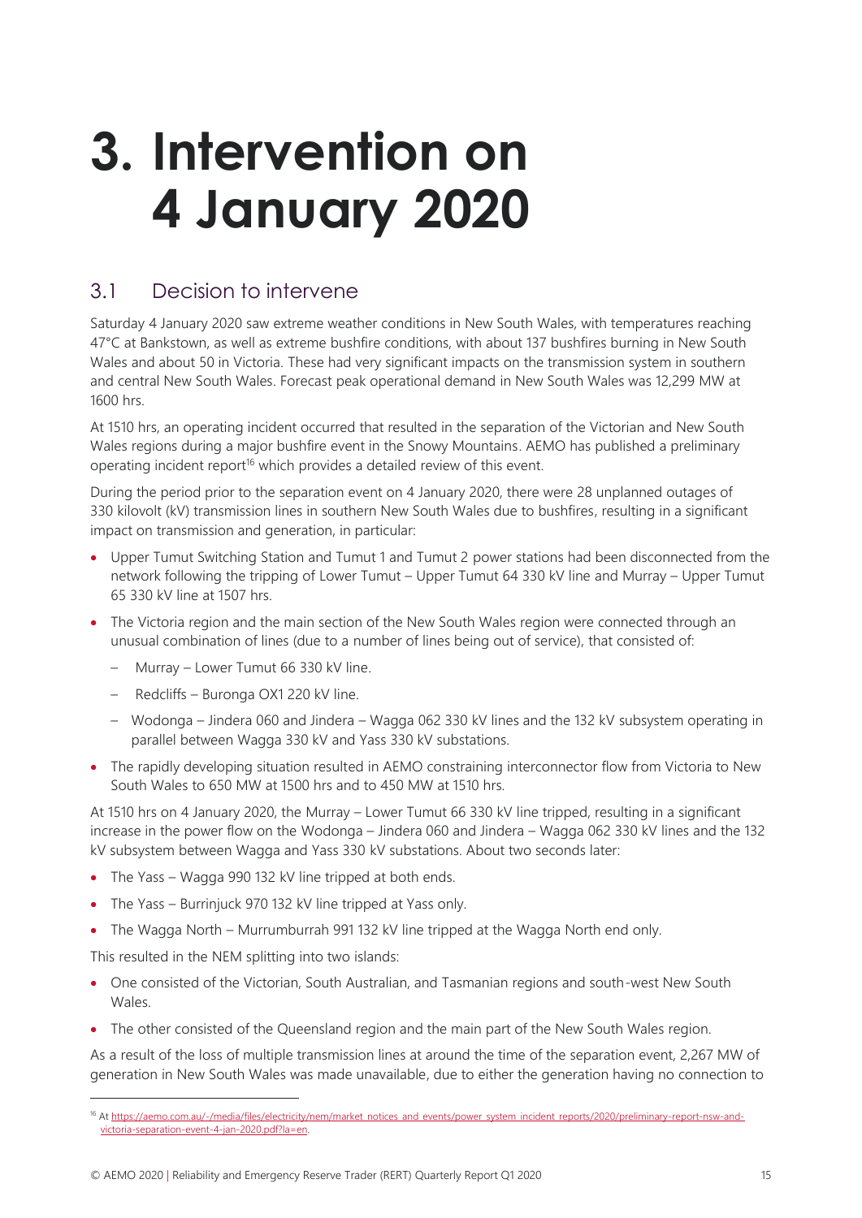# 3. Intervention on 4 January 2020

## 3.1 Decision to intervene

Saturday 4 January 2020 saw extreme weather conditions in New South Wales, with temperatures reaching 47°C at Bankstown, as well as extreme bushfire conditions, with about 137 bushfires burning in New South Wales and about 50 in Victoria. These had very significant impacts on the transmission system in southern and central New South Wales. Forecast peak operational demand in New South Wales was 12,299 MW at 1600 hrs.

At 1510 hrs, an operating incident occurred that resulted in the separation of the Victorian and New South Wales regions during a major bushfire event in the Snowy Mountains. AEMO has published a preliminary operating incident report[16] which provides a detailed review of this event.

During the period prior to the separation event on 4 January 2020, there were 28 unplanned outages of 330 kilovolt (kV) transmission lines in southern New South Wales due to bushfires, resulting in a significant impact on transmission and generation, in particular:

- Upper Tumut Switching Station and Tumut 1 and Tumut 2 power stations had been disconnected from the network following the tripping of Lower Tumut – Upper Tumut 64 330 kV line and Murray – Upper Tumut 65 330 kV line at 1507 hrs.
- The Victoria region and the main section of the New South Wales region were connected through an unusual combination of lines (due to a number of lines being out of service), that consisted of:
  - Murray – Lower Tumut 66 330 kV line.
  - Redcliffs – Buronga OX1 220 kV line.
  - Wodonga – Jindera 060 and Jindera – Wagga 062 330 kV lines and the 132 kV subsystem operating in parallel between Wagga 330 kV and Yass 330 kV substations.
- The rapidly developing situation resulted in AEMO constraining interconnector flow from Victoria to New South Wales to 650 MW at 1500 hrs and to 450 MW at 1510 hrs.

At 1510 hrs on 4 January 2020, the Murray – Lower Tumut 66 330 kV line tripped, resulting in a significant increase in the power flow on the Wodonga – Jindera 060 and Jindera – Wagga 062 330 kV lines and the 132 kV subsystem between Wagga and Yass 330 kV substations. About two seconds later:

- The Yass – Wagga 990 132 kV line tripped at both ends.
- The Yass – Burrinjuck 970 132 kV line tripped at Yass only.
- The Wagga North – Murrumburrah 991 132 kV line tripped at the Wagga North end only.

This resulted in the NEM splitting into two islands:

- One consisted of the Victorian, South Australian, and Tasmanian regions and south-west New South Wales.
- The other consisted of the Queensland region and the main part of the New South Wales region.

As a result of the loss of multiple transmission lines at around the time of the separation event, 2,267 MW of generation in New South Wales was made unavailable, due to either the generation having no connection to

[16] At https://aemo.com.au/-/media/files/electricity/nem/market_notices_and_events/power_system_incident_reports/2020/preliminary-report-nsw-and-victoria-separation-event-4-jan-2020.pdf?la=en.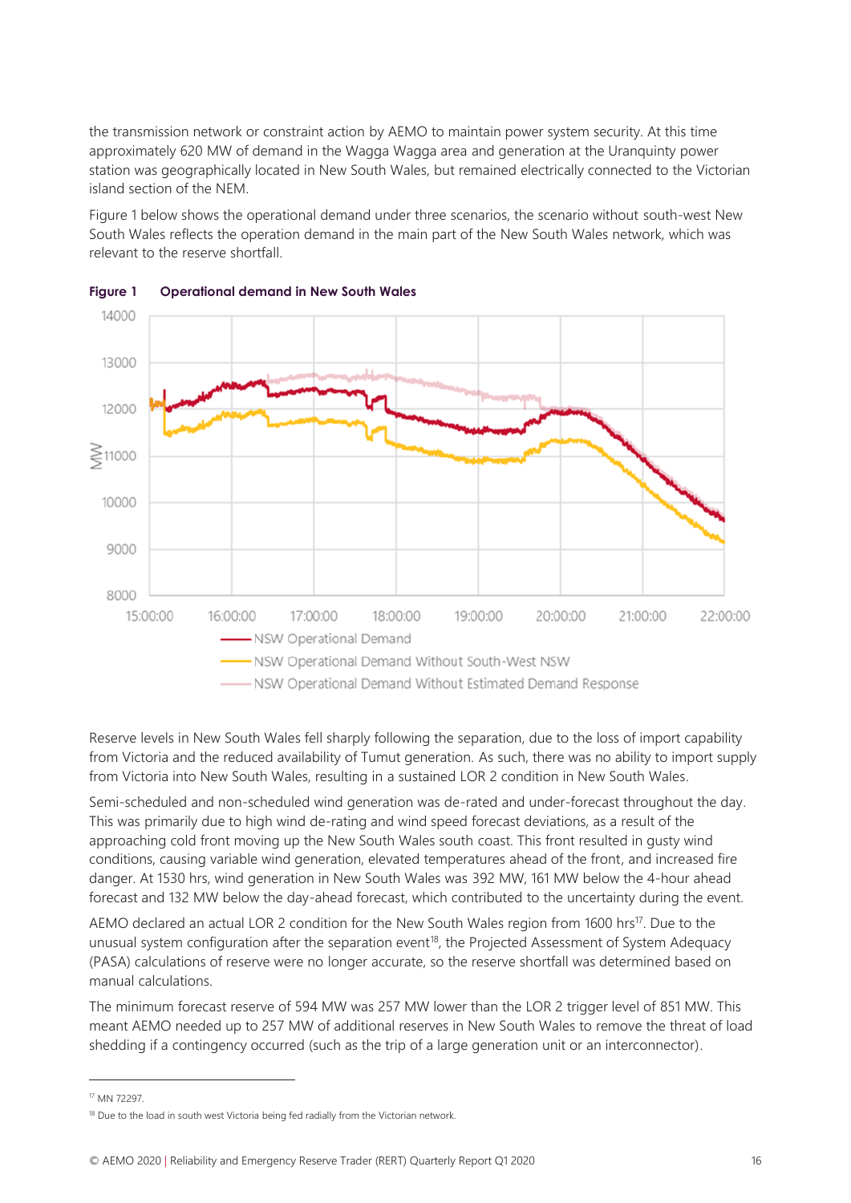the transmission network or constraint action by AEMO to maintain power system security. At this time approximately 620 MW of demand in the Wagga Wagga area and generation at the Uranquinty power station was geographically located in New South Wales, but remained electrically connected to the Victorian island section of the NEM.

Figure 1 below shows the operational demand under three scenarios, the scenario without south-west New South Wales reflects the operation demand in the main part of the New South Wales network, which was relevant to the reserve shortfall.

**Figure 1 Operational demand in New South Wales**

Reserve levels in New South Wales fell sharply following the separation, due to the loss of import capability from Victoria and the reduced availability of Tumut generation. As such, there was no ability to import supply from Victoria into New South Wales, resulting in a sustained LOR 2 condition in New South Wales.

Semi-scheduled and non-scheduled wind generation was de-rated and under-forecast throughout the day. This was primarily due to high wind de-rating and wind speed forecast deviations, as a result of the approaching cold front moving up the New South Wales south coast. This front resulted in gusty wind conditions, causing variable wind generation, elevated temperatures ahead of the front, and increased fire danger. At 1530 hrs, wind generation in New South Wales was 392 MW, 161 MW below the 4-hour ahead forecast and 132 MW below the day-ahead forecast, which contributed to the uncertainty during the event.

AEMO declared an actual LOR 2 condition for the New South Wales region from 1600 hrs[17]. Due to the unusual system configuration after the separation event[18], the Projected Assessment of System Adequacy (PASA) calculations of reserve were no longer accurate, so the reserve shortfall was determined based on manual calculations.

The minimum forecast reserve of 594 MW was 257 MW lower than the LOR 2 trigger level of 851 MW. This meant AEMO needed up to 257 MW of additional reserves in New South Wales to remove the threat of load shedding if a contingency occurred (such as the trip of a large generation unit or an interconnector).

[17] MN 72297.

[18] Due to the load in south west Victoria being fed radially from the Victorian network.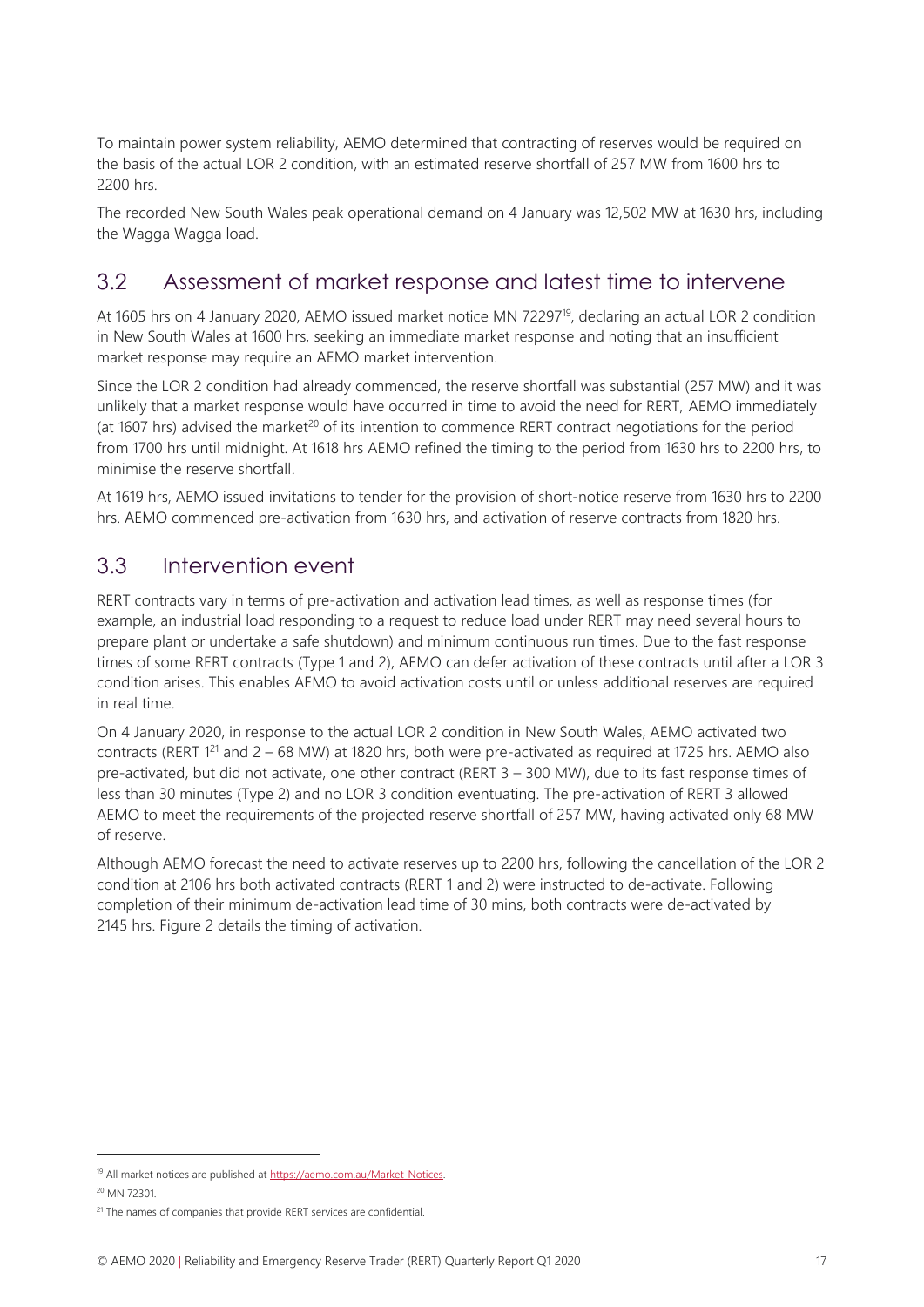To maintain power system reliability, AEMO determined that contracting of reserves would be required on the basis of the actual LOR 2 condition, with an estimated reserve shortfall of 257 MW from 1600 hrs to 2200 hrs.

The recorded New South Wales peak operational demand on 4 January was 12,502 MW at 1630 hrs, including the Wagga Wagga load.

## 3.2 Assessment of market response and latest time to intervene

At 1605 hrs on 4 January 2020, AEMO issued market notice MN 72297[19], declaring an actual LOR 2 condition in New South Wales at 1600 hrs, seeking an immediate market response and noting that an insufficient market response may require an AEMO market intervention.

Since the LOR 2 condition had already commenced, the reserve shortfall was substantial (257 MW) and it was unlikely that a market response would have occurred in time to avoid the need for RERT, AEMO immediately (at 1607 hrs) advised the market[20] of its intention to commence RERT contract negotiations for the period from 1700 hrs until midnight. At 1618 hrs AEMO refined the timing to the period from 1630 hrs to 2200 hrs, to minimise the reserve shortfall.

At 1619 hrs, AEMO issued invitations to tender for the provision of short-notice reserve from 1630 hrs to 2200 hrs. AEMO commenced pre-activation from 1630 hrs, and activation of reserve contracts from 1820 hrs.

## 3.3 Intervention event

RERT contracts vary in terms of pre-activation and activation lead times, as well as response times (for example, an industrial load responding to a request to reduce load under RERT may need several hours to prepare plant or undertake a safe shutdown) and minimum continuous run times. Due to the fast response times of some RERT contracts (Type 1 and 2), AEMO can defer activation of these contracts until after a LOR 3 condition arises. This enables AEMO to avoid activation costs until or unless additional reserves are required in real time.

On 4 January 2020, in response to the actual LOR 2 condition in New South Wales, AEMO activated two contracts (RERT 1[21] and 2 – 68 MW) at 1820 hrs, both were pre-activated as required at 1725 hrs. AEMO also pre-activated, but did not activate, one other contract (RERT 3 – 300 MW), due to its fast response times of less than 30 minutes (Type 2) and no LOR 3 condition eventuating. The pre-activation of RERT 3 allowed AEMO to meet the requirements of the projected reserve shortfall of 257 MW, having activated only 68 MW of reserve.

Although AEMO forecast the need to activate reserves up to 2200 hrs, following the cancellation of the LOR 2 condition at 2106 hrs both activated contracts (RERT 1 and 2) were instructed to de-activate. Following completion of their minimum de-activation lead time of 30 mins, both contracts were de-activated by 2145 hrs. Figure 2 details the timing of activation.

---

[19] All market notices are published at https://aemo.com.au/Market-Notices.

[20] MN 72301.

[21] The names of companies that provide RERT services are confidential.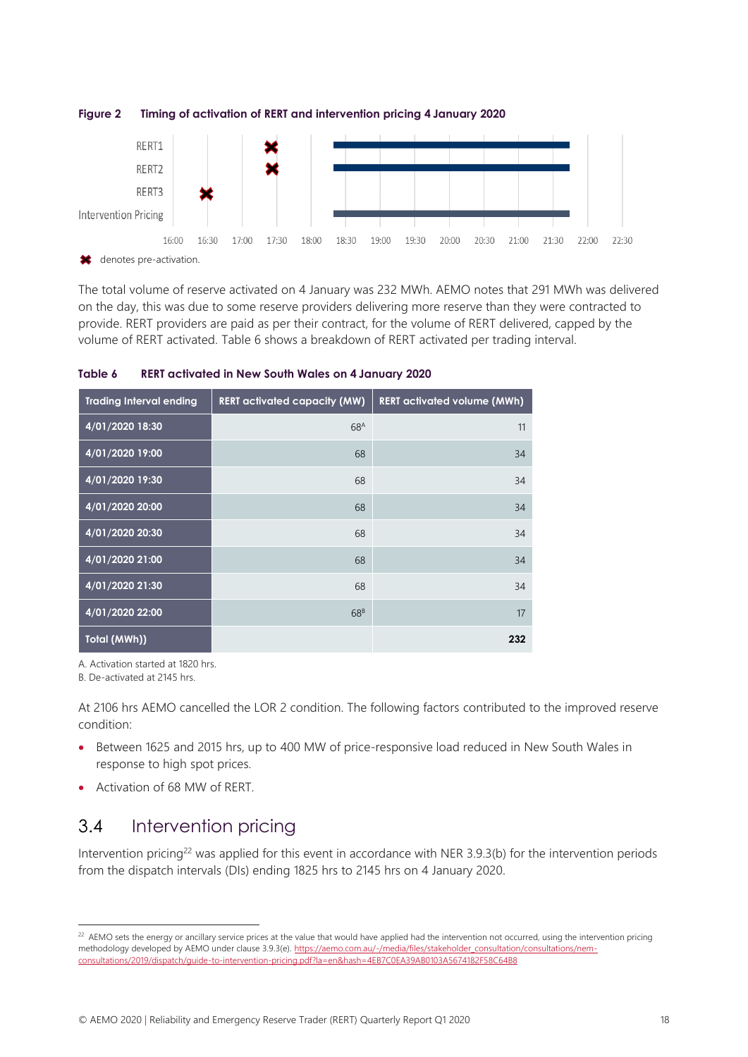**Figure 2 Timing of activation of RERT and intervention pricing 4 January 2020**

✖ denotes pre-activation.

The total volume of reserve activated on 4 January was 232 MWh. AEMO notes that 291 MWh was delivered on the day, this was due to some reserve providers delivering more reserve than they were contracted to provide. RERT providers are paid as per their contract, for the volume of RERT delivered, capped by the volume of RERT activated. Table 6 shows a breakdown of RERT activated per trading interval.

**Table 6 RERT activated in New South Wales on 4 January 2020**

| Trading Interval ending | RERT activated capacity (MW) | RERT activated volume (MWh) |
|---|---|---|
| 4/01/2020 18:30 | 68[A] | 11 |
| 4/01/2020 19:00 | 68 | 34 |
| 4/01/2020 19:30 | 68 | 34 |
| 4/01/2020 20:00 | 68 | 34 |
| 4/01/2020 20:30 | 68 | 34 |
| 4/01/2020 21:00 | 68 | 34 |
| 4/01/2020 21:30 | 68 | 34 |
| 4/01/2020 22:00 | 68[B] | 17 |
| Total (MWh)) | | **232** |

A. Activation started at 1820 hrs.
B. De-activated at 2145 hrs.

At 2106 hrs AEMO cancelled the LOR 2 condition. The following factors contributed to the improved reserve condition:

- Between 1625 and 2015 hrs, up to 400 MW of price-responsive load reduced in New South Wales in response to high spot prices.
- Activation of 68 MW of RERT.

## 3.4 Intervention pricing

Intervention pricing[22] was applied for this event in accordance with NER 3.9.3(b) for the intervention periods from the dispatch intervals (DIs) ending 1825 hrs to 2145 hrs on 4 January 2020.

[22] AEMO sets the energy or ancillary service prices at the value that would have applied had the intervention not occurred, using the intervention pricing methodology developed by AEMO under clause 3.9.3(e). https://aemo.com.au/-/media/files/stakeholder_consultation/consultations/nem-consultations/2019/dispatch/guide-to-intervention-pricing.pdf?la=en&hash=4EB7C0EA39AB0103A5674182F58C64B8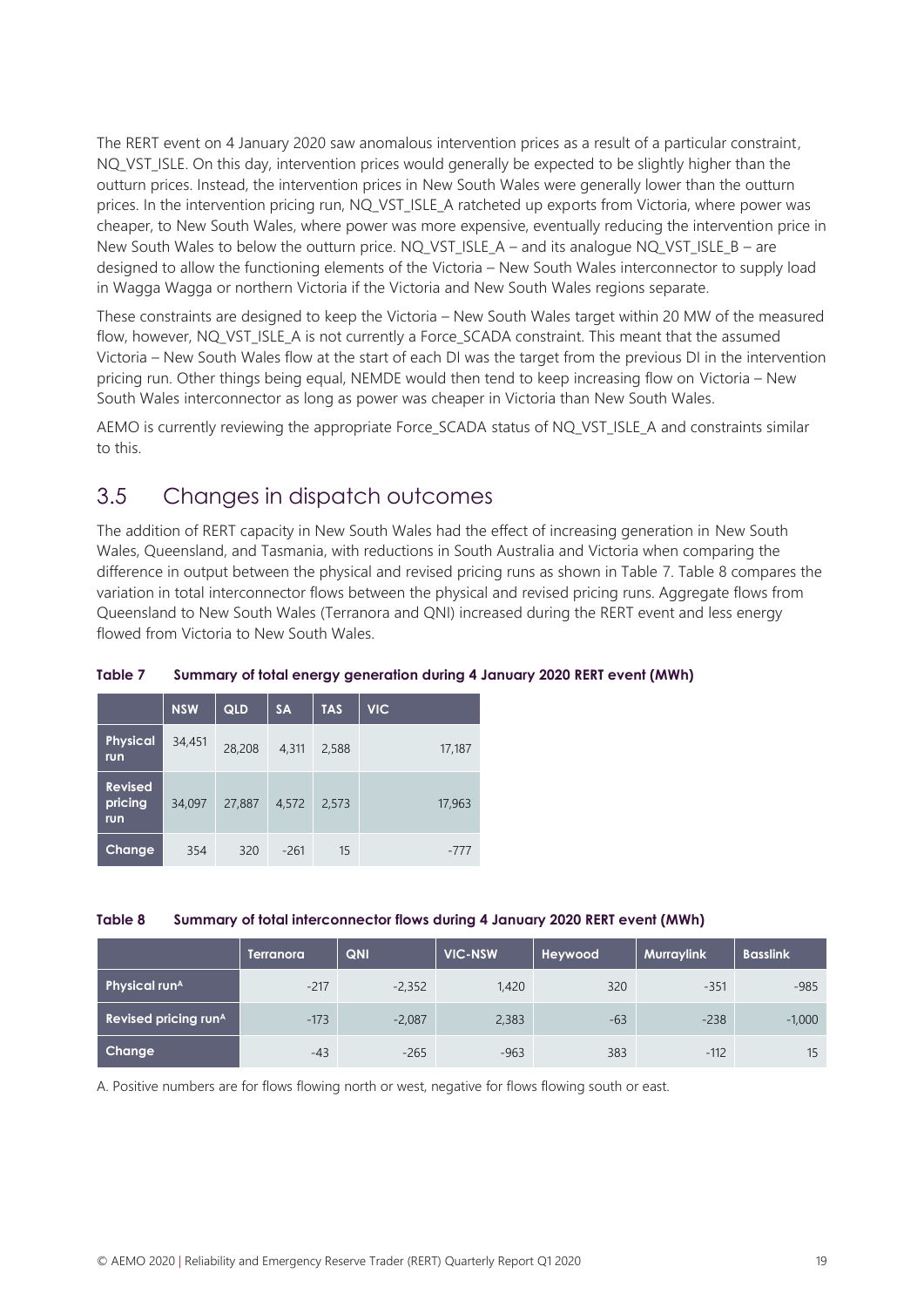The RERT event on 4 January 2020 saw anomalous intervention prices as a result of a particular constraint, NQ_VST_ISLE. On this day, intervention prices would generally be expected to be slightly higher than the outturn prices. Instead, the intervention prices in New South Wales were generally lower than the outturn prices. In the intervention pricing run, NQ_VST_ISLE_A ratcheted up exports from Victoria, where power was cheaper, to New South Wales, where power was more expensive, eventually reducing the intervention price in New South Wales to below the outturn price. NQ_VST_ISLE_A – and its analogue NQ_VST_ISLE_B – are designed to allow the functioning elements of the Victoria – New South Wales interconnector to supply load in Wagga Wagga or northern Victoria if the Victoria and New South Wales regions separate.

These constraints are designed to keep the Victoria – New South Wales target within 20 MW of the measured flow, however, NQ_VST_ISLE_A is not currently a Force_SCADA constraint. This meant that the assumed Victoria – New South Wales flow at the start of each DI was the target from the previous DI in the intervention pricing run. Other things being equal, NEMDE would then tend to keep increasing flow on Victoria – New South Wales interconnector as long as power was cheaper in Victoria than New South Wales.

AEMO is currently reviewing the appropriate Force_SCADA status of NQ_VST_ISLE_A and constraints similar to this.

## 3.5 Changes in dispatch outcomes

The addition of RERT capacity in New South Wales had the effect of increasing generation in New South Wales, Queensland, and Tasmania, with reductions in South Australia and Victoria when comparing the difference in output between the physical and revised pricing runs as shown in Table 7. Table 8 compares the variation in total interconnector flows between the physical and revised pricing runs. Aggregate flows from Queensland to New South Wales (Terranora and QNI) increased during the RERT event and less energy flowed from Victoria to New South Wales.

**Table 7 Summary of total energy generation during 4 January 2020 RERT event (MWh)**

| | NSW | QLD | SA | TAS | VIC |
|---|---|---|---|---|---|
| Physical run | 34,451 | 28,208 | 4,311 | 2,588 | 17,187 |
| Revised pricing run | 34,097 | 27,887 | 4,572 | 2,573 | 17,963 |
| Change | 354 | 320 | -261 | 15 | -777 |

**Table 8 Summary of total interconnector flows during 4 January 2020 RERT event (MWh)**

| | Terranora | QNI | VIC-NSW | Heywood | Murraylink | Basslink |
|---|---|---|---|---|---|---|
| Physical run[A] | -217 | -2,352 | 1,420 | 320 | -351 | -985 |
| Revised pricing run[A] | -173 | -2,087 | 2,383 | -63 | -238 | -1,000 |
| Change | -43 | -265 | -963 | 383 | -112 | 15 |

A. Positive numbers are for flows flowing north or west, negative for flows flowing south or east.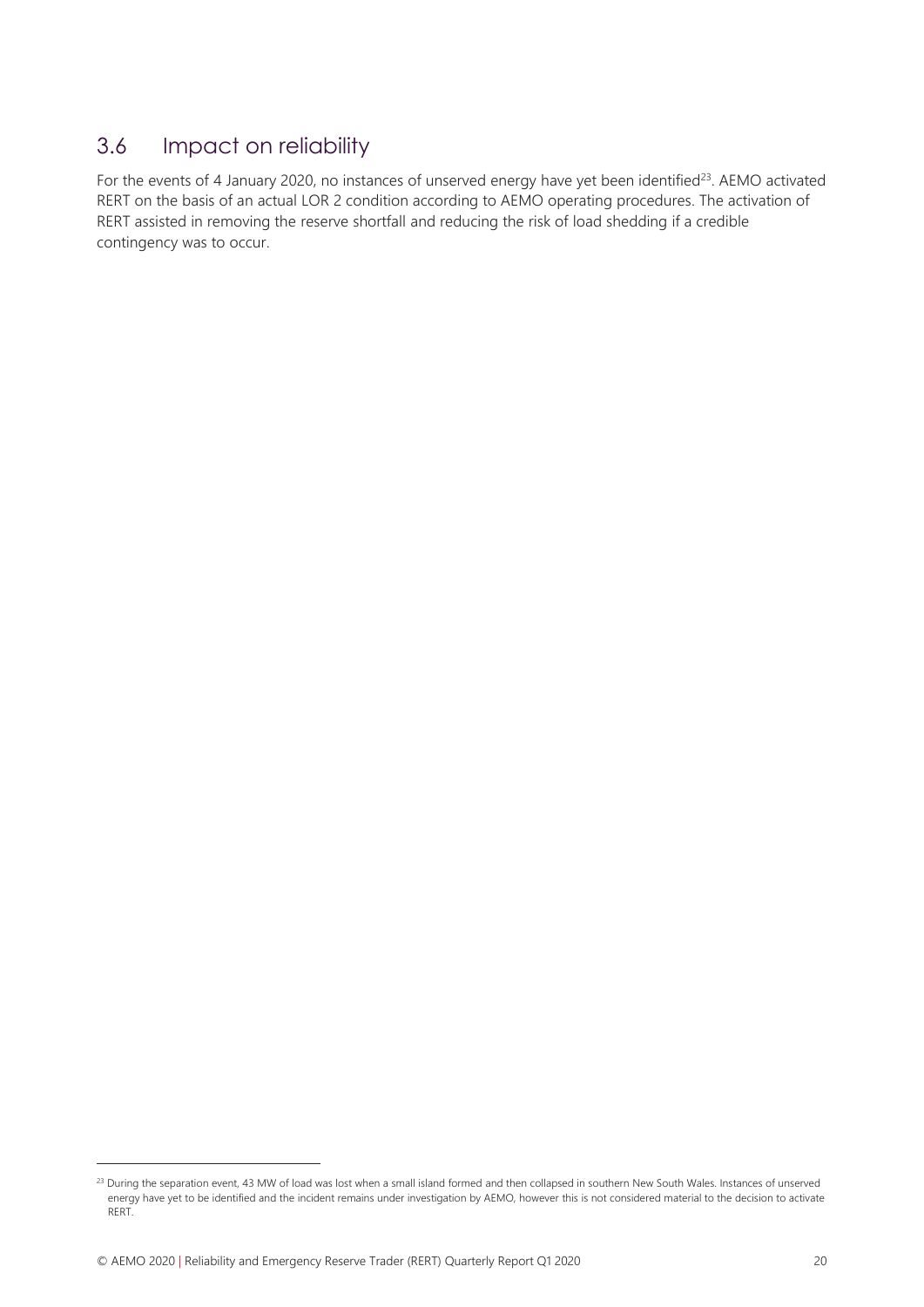## 3.6 Impact on reliability

For the events of 4 January 2020, no instances of unserved energy have yet been identified[23]. AEMO activated RERT on the basis of an actual LOR 2 condition according to AEMO operating procedures. The activation of RERT assisted in removing the reserve shortfall and reducing the risk of load shedding if a credible contingency was to occur.

[23] During the separation event, 43 MW of load was lost when a small island formed and then collapsed in southern New South Wales. Instances of unserved energy have yet to be identified and the incident remains under investigation by AEMO, however this is not considered material to the decision to activate RERT.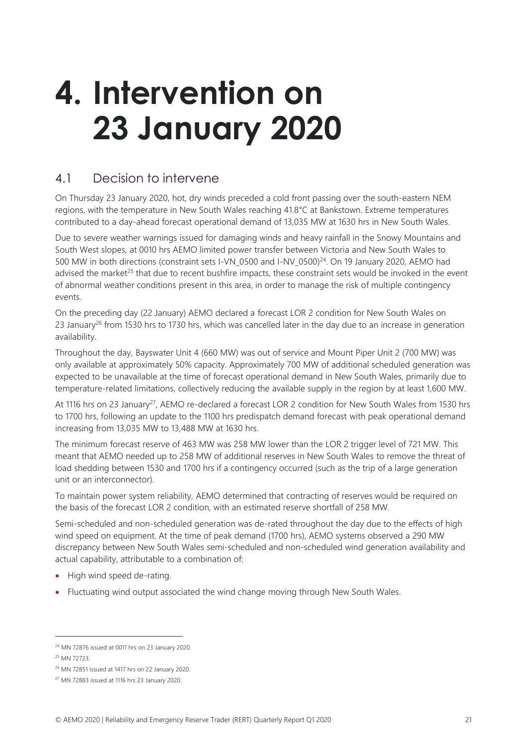# 4. Intervention on 23 January 2020

## 4.1 Decision to intervene

On Thursday 23 January 2020, hot, dry winds preceded a cold front passing over the south-eastern NEM regions, with the temperature in New South Wales reaching 41.8°C at Bankstown. Extreme temperatures contributed to a day-ahead forecast operational demand of 13,035 MW at 1630 hrs in New South Wales.

Due to severe weather warnings issued for damaging winds and heavy rainfall in the Snowy Mountains and South West slopes, at 0010 hrs AEMO limited power transfer between Victoria and New South Wales to 500 MW in both directions (constraint sets I-VN_0500 and I-NV_0500)[24]. On 19 January 2020, AEMO had advised the market[25] that due to recent bushfire impacts, these constraint sets would be invoked in the event of abnormal weather conditions present in this area, in order to manage the risk of multiple contingency events.

On the preceding day (22 January) AEMO declared a forecast LOR 2 condition for New South Wales on 23 January[26] from 1530 hrs to 1730 hrs, which was cancelled later in the day due to an increase in generation availability.

Throughout the day, Bayswater Unit 4 (660 MW) was out of service and Mount Piper Unit 2 (700 MW) was only available at approximately 50% capacity. Approximately 700 MW of additional scheduled generation was expected to be unavailable at the time of forecast operational demand in New South Wales, primarily due to temperature-related limitations, collectively reducing the available supply in the region by at least 1,600 MW.

At 1116 hrs on 23 January[27], AEMO re-declared a forecast LOR 2 condition for New South Wales from 1530 hrs to 1700 hrs, following an update to the 1100 hrs predispatch demand forecast with peak operational demand increasing from 13,035 MW to 13,488 MW at 1630 hrs.

The minimum forecast reserve of 463 MW was 258 MW lower than the LOR 2 trigger level of 721 MW. This meant that AEMO needed up to 258 MW of additional reserves in New South Wales to remove the threat of load shedding between 1530 and 1700 hrs if a contingency occurred (such as the trip of a large generation unit or an interconnector).

To maintain power system reliability, AEMO determined that contracting of reserves would be required on the basis of the forecast LOR 2 condition, with an estimated reserve shortfall of 258 MW.

Semi-scheduled and non-scheduled generation was de-rated throughout the day due to the effects of high wind speed on equipment. At the time of peak demand (1700 hrs), AEMO systems observed a 290 MW discrepancy between New South Wales semi-scheduled and non-scheduled wind generation availability and actual capability, attributable to a combination of:

- High wind speed de-rating.
- Fluctuating wind output associated the wind change moving through New South Wales.

[24] MN 72876 issued at 0011 hrs on 23 January 2020.

[25] MN 72723.

[26] MN 72851 issued at 1417 hrs on 22 January 2020.

[27] MN 72883 issued at 1116 hrs 23 January 2020.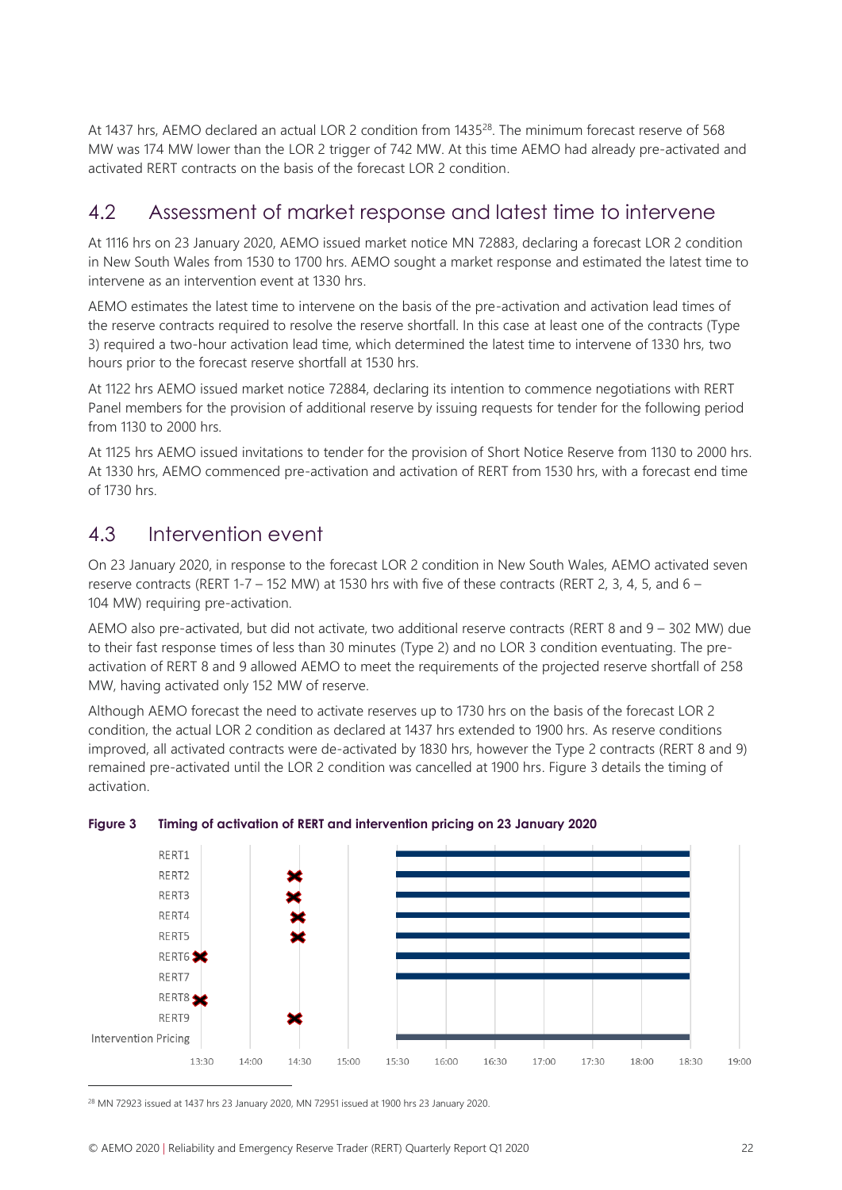At 1437 hrs, AEMO declared an actual LOR 2 condition from 1435[28]. The minimum forecast reserve of 568 MW was 174 MW lower than the LOR 2 trigger of 742 MW. At this time AEMO had already pre-activated and activated RERT contracts on the basis of the forecast LOR 2 condition.

## 4.2 Assessment of market response and latest time to intervene

At 1116 hrs on 23 January 2020, AEMO issued market notice MN 72883, declaring a forecast LOR 2 condition in New South Wales from 1530 to 1700 hrs. AEMO sought a market response and estimated the latest time to intervene as an intervention event at 1330 hrs.

AEMO estimates the latest time to intervene on the basis of the pre-activation and activation lead times of the reserve contracts required to resolve the reserve shortfall. In this case at least one of the contracts (Type 3) required a two-hour activation lead time, which determined the latest time to intervene of 1330 hrs, two hours prior to the forecast reserve shortfall at 1530 hrs.

At 1122 hrs AEMO issued market notice 72884, declaring its intention to commence negotiations with RERT Panel members for the provision of additional reserve by issuing requests for tender for the following period from 1130 to 2000 hrs.

At 1125 hrs AEMO issued invitations to tender for the provision of Short Notice Reserve from 1130 to 2000 hrs. At 1330 hrs, AEMO commenced pre-activation and activation of RERT from 1530 hrs, with a forecast end time of 1730 hrs.

## 4.3 Intervention event

On 23 January 2020, in response to the forecast LOR 2 condition in New South Wales, AEMO activated seven reserve contracts (RERT 1-7 – 152 MW) at 1530 hrs with five of these contracts (RERT 2, 3, 4, 5, and 6 – 104 MW) requiring pre-activation.

AEMO also pre-activated, but did not activate, two additional reserve contracts (RERT 8 and 9 – 302 MW) due to their fast response times of less than 30 minutes (Type 2) and no LOR 3 condition eventuating. The pre-activation of RERT 8 and 9 allowed AEMO to meet the requirements of the projected reserve shortfall of 258 MW, having activated only 152 MW of reserve.

Although AEMO forecast the need to activate reserves up to 1730 hrs on the basis of the forecast LOR 2 condition, the actual LOR 2 condition as declared at 1437 hrs extended to 1900 hrs. As reserve conditions improved, all activated contracts were de-activated by 1830 hrs, however the Type 2 contracts (RERT 8 and 9) remained pre-activated until the LOR 2 condition was cancelled at 1900 hrs. Figure 3 details the timing of activation.

**Figure 3 Timing of activation of RERT and intervention pricing on 23 January 2020**

[28] MN 72923 issued at 1437 hrs 23 January 2020, MN 72951 issued at 1900 hrs 23 January 2020.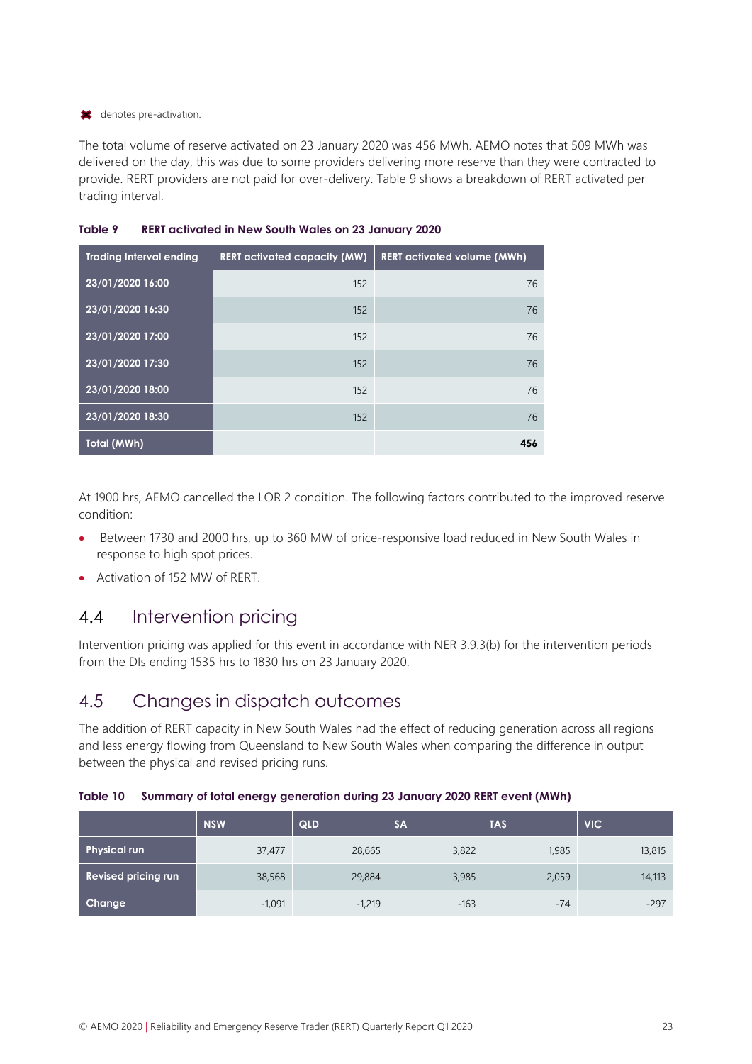✖ denotes pre-activation.

The total volume of reserve activated on 23 January 2020 was 456 MWh. AEMO notes that 509 MWh was delivered on the day, this was due to some providers delivering more reserve than they were contracted to provide. RERT providers are not paid for over-delivery. Table 9 shows a breakdown of RERT activated per trading interval.

**Table 9 RERT activated in New South Wales on 23 January 2020**

| Trading Interval ending | RERT activated capacity (MW) | RERT activated volume (MWh) |
|---|---|---|
| 23/01/2020 16:00 | 152 | 76 |
| 23/01/2020 16:30 | 152 | 76 |
| 23/01/2020 17:00 | 152 | 76 |
| 23/01/2020 17:30 | 152 | 76 |
| 23/01/2020 18:00 | 152 | 76 |
| 23/01/2020 18:30 | 152 | 76 |
| Total (MWh) | | **456** |

At 1900 hrs, AEMO cancelled the LOR 2 condition. The following factors contributed to the improved reserve condition:

- Between 1730 and 2000 hrs, up to 360 MW of price-responsive load reduced in New South Wales in response to high spot prices.
- Activation of 152 MW of RERT.

## 4.4 Intervention pricing

Intervention pricing was applied for this event in accordance with NER 3.9.3(b) for the intervention periods from the DIs ending 1535 hrs to 1830 hrs on 23 January 2020.

## 4.5 Changes in dispatch outcomes

The addition of RERT capacity in New South Wales had the effect of reducing generation across all regions and less energy flowing from Queensland to New South Wales when comparing the difference in output between the physical and revised pricing runs.

**Table 10 Summary of total energy generation during 23 January 2020 RERT event (MWh)**

| | NSW | QLD | SA | TAS | VIC |
|---|---|---|---|---|---|
| Physical run | 37,477 | 28,665 | 3,822 | 1,985 | 13,815 |
| Revised pricing run | 38,568 | 29,884 | 3,985 | 2,059 | 14,113 |
| Change | -1,091 | -1,219 | -163 | -74 | -297 |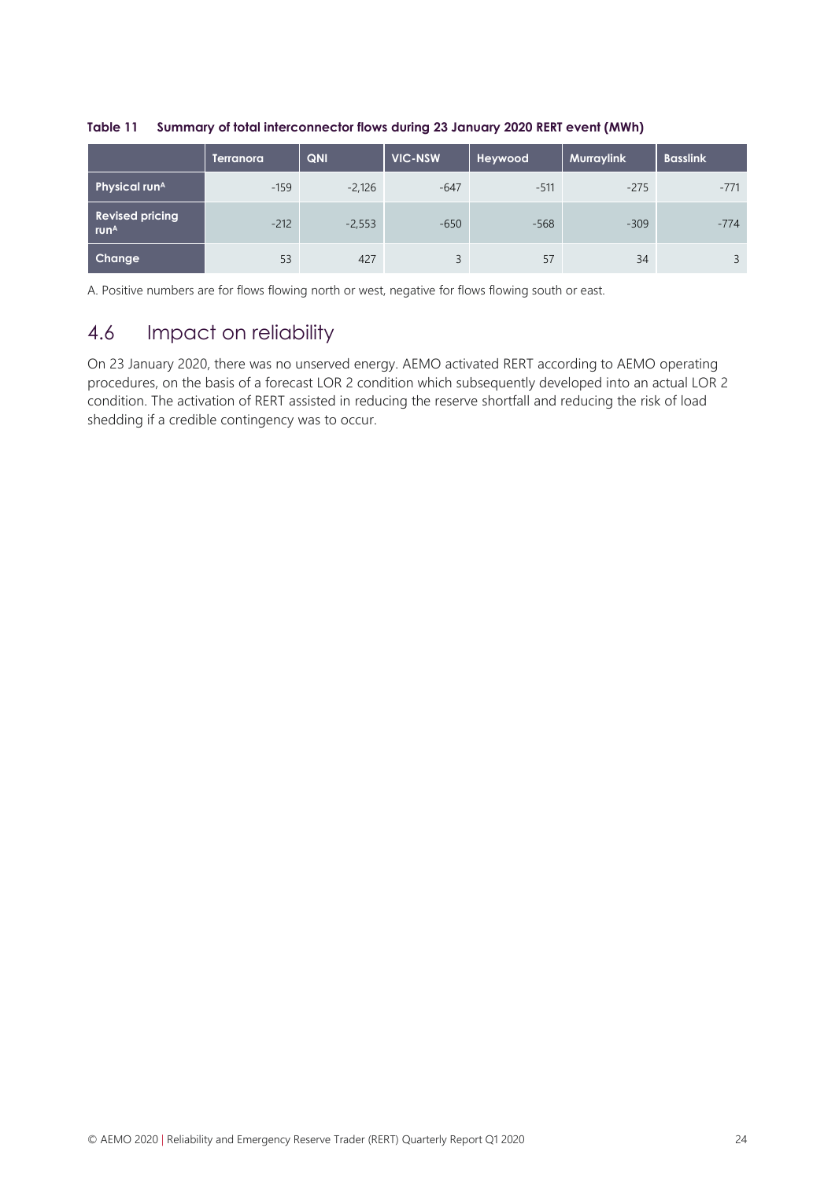**Table 11 Summary of total interconnector flows during 23 January 2020 RERT event (MWh)**

| | Terranora | QNI | VIC-NSW | Heywood | Murraylink | Basslink |
|---|---|---|---|---|---|---|
| Physical run[A] | -159 | -2,126 | -647 | -511 | -275 | -771 |
| Revised pricing run[A] | -212 | -2,553 | -650 | -568 | -309 | -774 |
| Change | 53 | 427 | 3 | 57 | 34 | 3 |

A. Positive numbers are for flows flowing north or west, negative for flows flowing south or east.

## 4.6 Impact on reliability

On 23 January 2020, there was no unserved energy. AEMO activated RERT according to AEMO operating procedures, on the basis of a forecast LOR 2 condition which subsequently developed into an actual LOR 2 condition. The activation of RERT assisted in reducing the reserve shortfall and reducing the risk of load shedding if a credible contingency was to occur.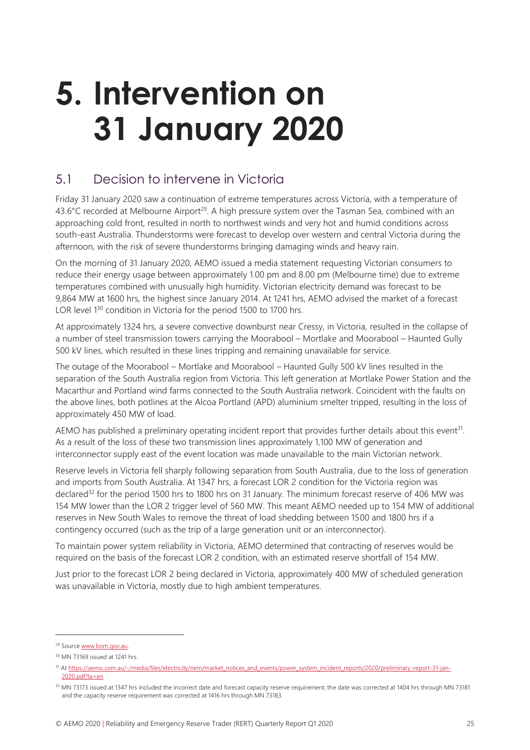# 5. Intervention on 31 January 2020

## 5.1 Decision to intervene in Victoria

Friday 31 January 2020 saw a continuation of extreme temperatures across Victoria, with a temperature of 43.6°C recorded at Melbourne Airport[29]. A high pressure system over the Tasman Sea, combined with an approaching cold front, resulted in north to northwest winds and very hot and humid conditions across south-east Australia. Thunderstorms were forecast to develop over western and central Victoria during the afternoon, with the risk of severe thunderstorms bringing damaging winds and heavy rain.

On the morning of 31 January 2020, AEMO issued a media statement requesting Victorian consumers to reduce their energy usage between approximately 1.00 pm and 8.00 pm (Melbourne time) due to extreme temperatures combined with unusually high humidity. Victorian electricity demand was forecast to be 9,864 MW at 1600 hrs, the highest since January 2014. At 1241 hrs, AEMO advised the market of a forecast LOR level 1[30] condition in Victoria for the period 1500 to 1700 hrs.

At approximately 1324 hrs, a severe convective downburst near Cressy, in Victoria, resulted in the collapse of a number of steel transmission towers carrying the Moorabool – Mortlake and Moorabool – Haunted Gully 500 kV lines, which resulted in these lines tripping and remaining unavailable for service.

The outage of the Moorabool – Mortlake and Moorabool – Haunted Gully 500 kV lines resulted in the separation of the South Australia region from Victoria. This left generation at Mortlake Power Station and the Macarthur and Portland wind farms connected to the South Australia network. Coincident with the faults on the above lines, both potlines at the Alcoa Portland (APD) aluminium smelter tripped, resulting in the loss of approximately 450 MW of load.

AEMO has published a preliminary operating incident report that provides further details about this event[31]. As a result of the loss of these two transmission lines approximately 1,100 MW of generation and interconnector supply east of the event location was made unavailable to the main Victorian network.

Reserve levels in Victoria fell sharply following separation from South Australia, due to the loss of generation and imports from South Australia. At 1347 hrs, a forecast LOR 2 condition for the Victoria region was declared[32] for the period 1500 hrs to 1800 hrs on 31 January. The minimum forecast reserve of 406 MW was 154 MW lower than the LOR 2 trigger level of 560 MW. This meant AEMO needed up to 154 MW of additional reserves in New South Wales to remove the threat of load shedding between 1500 and 1800 hrs if a contingency occurred (such as the trip of a large generation unit or an interconnector).

To maintain power system reliability in Victoria, AEMO determined that contracting of reserves would be required on the basis of the forecast LOR 2 condition, with an estimated reserve shortfall of 154 MW.

Just prior to the forecast LOR 2 being declared in Victoria, approximately 400 MW of scheduled generation was unavailable in Victoria, mostly due to high ambient temperatures.

---

[29] Source www.bom.gov.au.

[30] MN 73169 issued at 1241 hrs.

[31] At https://aemo.com.au/-/media/files/electricity/nem/market_notices_and_events/power_system_incident_reports/2020/preliminary-report-31-jan-2020.pdf?la=en.

[32] MN 73173 issued at 1347 hrs included the incorrect date and forecast capacity reserve requirement; the date was corrected at 1404 hrs through MN 73181 and the capacity reserve requirement was corrected at 1416 hrs through MN 73183.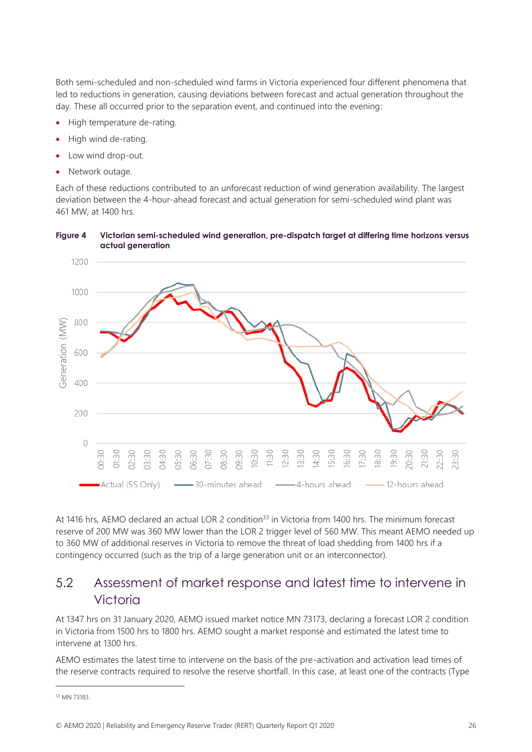Both semi-scheduled and non-scheduled wind farms in Victoria experienced four different phenomena that led to reductions in generation, causing deviations between forecast and actual generation throughout the day. These all occurred prior to the separation event, and continued into the evening:

- High temperature de-rating.
- High wind de-rating.
- Low wind drop-out.
- Network outage.

Each of these reductions contributed to an unforecast reduction of wind generation availability. The largest deviation between the 4-hour-ahead forecast and actual generation for semi-scheduled wind plant was 461 MW, at 1400 hrs.

**Figure 4 Victorian semi-scheduled wind generation, pre-dispatch target at differing time horizons versus actual generation**

At 1416 hrs, AEMO declared an actual LOR 2 condition[33] in Victoria from 1400 hrs. The minimum forecast reserve of 200 MW was 360 MW lower than the LOR 2 trigger level of 560 MW. This meant AEMO needed up to 360 MW of additional reserves in Victoria to remove the threat of load shedding from 1400 hrs if a contingency occurred (such as the trip of a large generation unit or an interconnector).

## 5.2 Assessment of market response and latest time to intervene in Victoria

At 1347 hrs on 31 January 2020, AEMO issued market notice MN 73173, declaring a forecast LOR 2 condition in Victoria from 1500 hrs to 1800 hrs. AEMO sought a market response and estimated the latest time to intervene at 1300 hrs.

AEMO estimates the latest time to intervene on the basis of the pre-activation and activation lead times of the reserve contracts required to resolve the reserve shortfall. In this case, at least one of the contracts (Type

[33] MN 73183.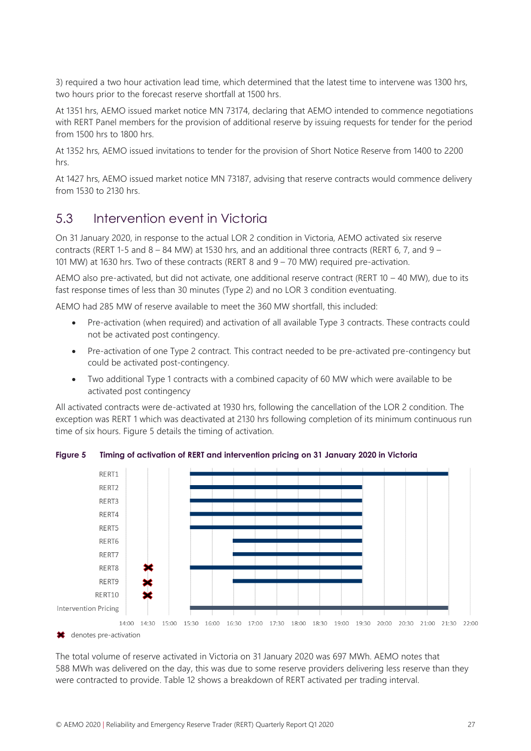3) required a two hour activation lead time, which determined that the latest time to intervene was 1300 hrs, two hours prior to the forecast reserve shortfall at 1500 hrs.

At 1351 hrs, AEMO issued market notice MN 73174, declaring that AEMO intended to commence negotiations with RERT Panel members for the provision of additional reserve by issuing requests for tender for the period from 1500 hrs to 1800 hrs.

At 1352 hrs, AEMO issued invitations to tender for the provision of Short Notice Reserve from 1400 to 2200 hrs.

At 1427 hrs, AEMO issued market notice MN 73187, advising that reserve contracts would commence delivery from 1530 to 2130 hrs.

## 5.3 Intervention event in Victoria

On 31 January 2020, in response to the actual LOR 2 condition in Victoria, AEMO activated six reserve contracts (RERT 1-5 and 8 – 84 MW) at 1530 hrs, and an additional three contracts (RERT 6, 7, and 9 – 101 MW) at 1630 hrs. Two of these contracts (RERT 8 and 9 – 70 MW) required pre-activation.

AEMO also pre-activated, but did not activate, one additional reserve contract (RERT 10 – 40 MW), due to its fast response times of less than 30 minutes (Type 2) and no LOR 3 condition eventuating.

AEMO had 285 MW of reserve available to meet the 360 MW shortfall, this included:

- Pre-activation (when required) and activation of all available Type 3 contracts. These contracts could not be activated post contingency.
- Pre-activation of one Type 2 contract. This contract needed to be pre-activated pre-contingency but could be activated post-contingency.
- Two additional Type 1 contracts with a combined capacity of 60 MW which were available to be activated post contingency

All activated contracts were de-activated at 1930 hrs, following the cancellation of the LOR 2 condition. The exception was RERT 1 which was deactivated at 2130 hrs following completion of its minimum continuous run time of six hours. Figure 5 details the timing of activation.

**Figure 5 Timing of activation of RERT and intervention pricing on 31 January 2020 in Victoria**

| | Pre-activation | Activation period |
|---|---|---|
| RERT1 | | 15:30 – 21:30 |
| RERT2 | | 15:30 – 19:30 |
| RERT3 | | 15:30 – 19:30 |
| RERT4 | | 15:30 – 19:30 |
| RERT5 | | 15:30 – 19:30 |
| RERT6 | | 16:30 – 19:30 |
| RERT7 | | 16:30 – 19:30 |
| RERT8 | ✖ (14:30) | 15:30 – 19:30 |
| RERT9 | ✖ (14:30) | 16:30 – 19:30 |
| RERT10 | ✖ (14:30) | |
| Intervention Pricing | | 15:30 – 21:30 |

✖ denotes pre-activation

The total volume of reserve activated in Victoria on 31 January 2020 was 697 MWh. AEMO notes that 588 MWh was delivered on the day, this was due to some reserve providers delivering less reserve than they were contracted to provide. Table 12 shows a breakdown of RERT activated per trading interval.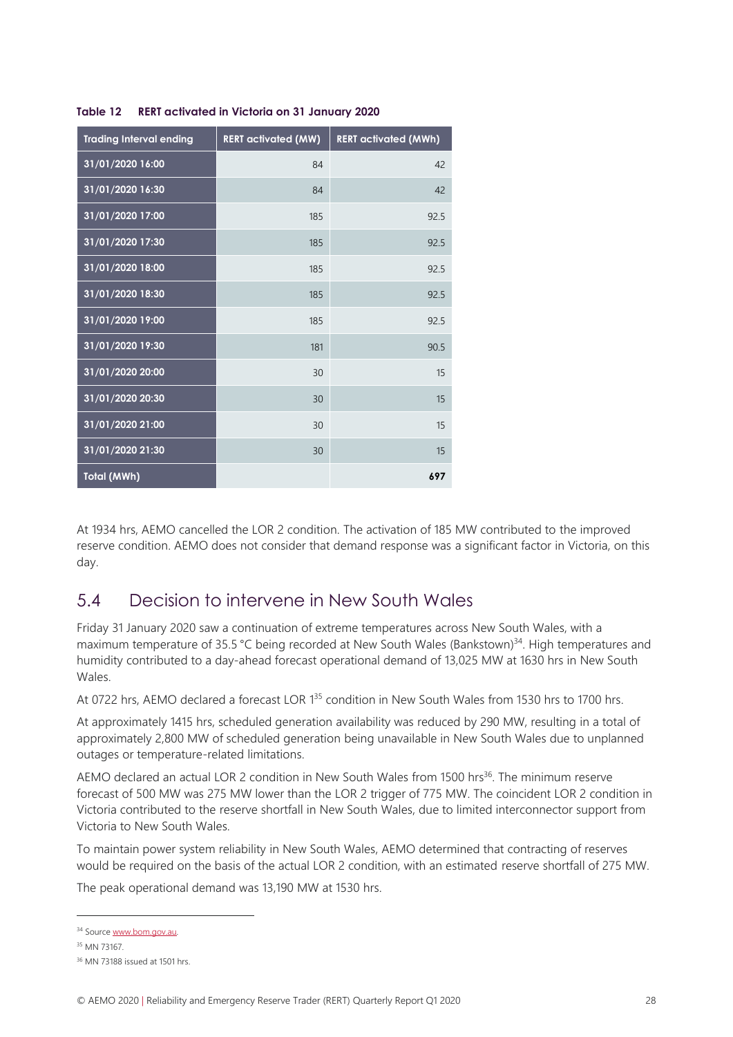**Table 12 RERT activated in Victoria on 31 January 2020**

| Trading Interval ending | RERT activated (MW) | RERT activated (MWh) |
|---|---|---|
| 31/01/2020 16:00 | 84 | 42 |
| 31/01/2020 16:30 | 84 | 42 |
| 31/01/2020 17:00 | 185 | 92.5 |
| 31/01/2020 17:30 | 185 | 92.5 |
| 31/01/2020 18:00 | 185 | 92.5 |
| 31/01/2020 18:30 | 185 | 92.5 |
| 31/01/2020 19:00 | 185 | 92.5 |
| 31/01/2020 19:30 | 181 | 90.5 |
| 31/01/2020 20:00 | 30 | 15 |
| 31/01/2020 20:30 | 30 | 15 |
| 31/01/2020 21:00 | 30 | 15 |
| 31/01/2020 21:30 | 30 | 15 |
| **Total (MWh)** | | **697** |

At 1934 hrs, AEMO cancelled the LOR 2 condition. The activation of 185 MW contributed to the improved reserve condition. AEMO does not consider that demand response was a significant factor in Victoria, on this day.

## 5.4 Decision to intervene in New South Wales

Friday 31 January 2020 saw a continuation of extreme temperatures across New South Wales, with a maximum temperature of 35.5 °C being recorded at New South Wales (Bankstown)[34]. High temperatures and humidity contributed to a day-ahead forecast operational demand of 13,025 MW at 1630 hrs in New South Wales.

At 0722 hrs, AEMO declared a forecast LOR 1[35] condition in New South Wales from 1530 hrs to 1700 hrs.

At approximately 1415 hrs, scheduled generation availability was reduced by 290 MW, resulting in a total of approximately 2,800 MW of scheduled generation being unavailable in New South Wales due to unplanned outages or temperature-related limitations.

AEMO declared an actual LOR 2 condition in New South Wales from 1500 hrs[36]. The minimum reserve forecast of 500 MW was 275 MW lower than the LOR 2 trigger of 775 MW. The coincident LOR 2 condition in Victoria contributed to the reserve shortfall in New South Wales, due to limited interconnector support from Victoria to New South Wales.

To maintain power system reliability in New South Wales, AEMO determined that contracting of reserves would be required on the basis of the actual LOR 2 condition, with an estimated reserve shortfall of 275 MW.

The peak operational demand was 13,190 MW at 1530 hrs.

---

[34] Source www.bom.gov.au.

[35] MN 73167.

[36] MN 73188 issued at 1501 hrs.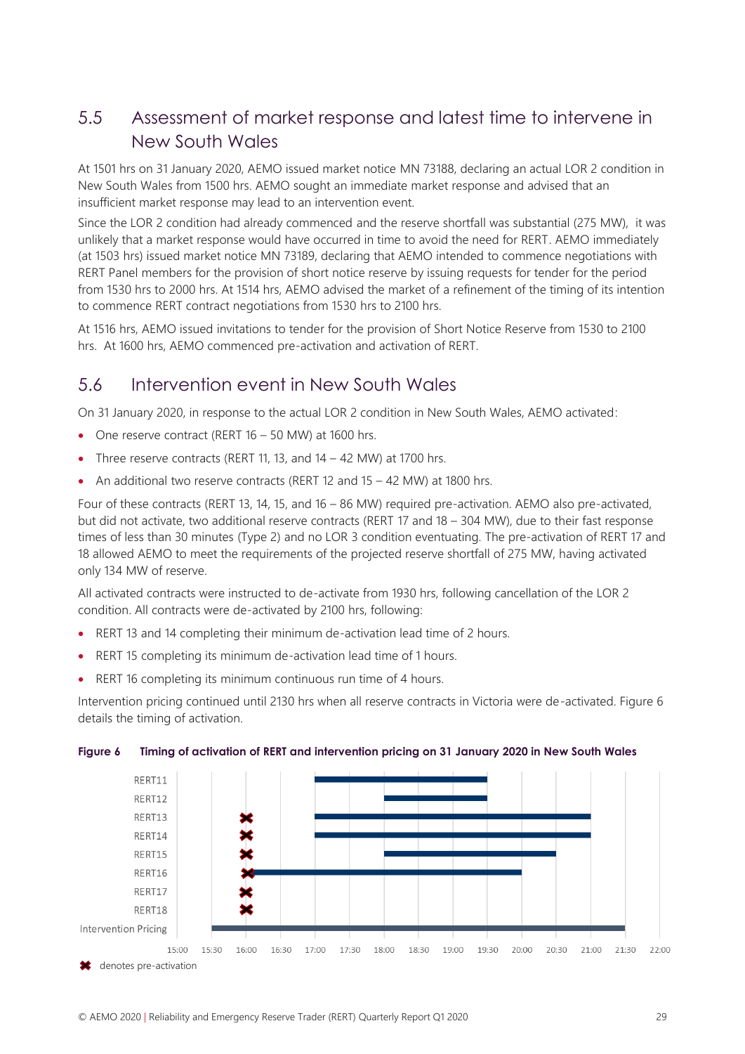## 5.5 Assessment of market response and latest time to intervene in New South Wales

At 1501 hrs on 31 January 2020, AEMO issued market notice MN 73188, declaring an actual LOR 2 condition in New South Wales from 1500 hrs. AEMO sought an immediate market response and advised that an insufficient market response may lead to an intervention event.

Since the LOR 2 condition had already commenced and the reserve shortfall was substantial (275 MW), it was unlikely that a market response would have occurred in time to avoid the need for RERT. AEMO immediately (at 1503 hrs) issued market notice MN 73189, declaring that AEMO intended to commence negotiations with RERT Panel members for the provision of short notice reserve by issuing requests for tender for the period from 1530 hrs to 2000 hrs. At 1514 hrs, AEMO advised the market of a refinement of the timing of its intention to commence RERT contract negotiations from 1530 hrs to 2100 hrs.

At 1516 hrs, AEMO issued invitations to tender for the provision of Short Notice Reserve from 1530 to 2100 hrs. At 1600 hrs, AEMO commenced pre-activation and activation of RERT.

## 5.6 Intervention event in New South Wales

On 31 January 2020, in response to the actual LOR 2 condition in New South Wales, AEMO activated:

- One reserve contract (RERT 16 – 50 MW) at 1600 hrs.
- Three reserve contracts (RERT 11, 13, and 14 – 42 MW) at 1700 hrs.
- An additional two reserve contracts (RERT 12 and 15 – 42 MW) at 1800 hrs.

Four of these contracts (RERT 13, 14, 15, and 16 – 86 MW) required pre-activation. AEMO also pre-activated, but did not activate, two additional reserve contracts (RERT 17 and 18 – 304 MW), due to their fast response times of less than 30 minutes (Type 2) and no LOR 3 condition eventuating. The pre-activation of RERT 17 and 18 allowed AEMO to meet the requirements of the projected reserve shortfall of 275 MW, having activated only 134 MW of reserve.

All activated contracts were instructed to de-activate from 1930 hrs, following cancellation of the LOR 2 condition. All contracts were de-activated by 2100 hrs, following:

- RERT 13 and 14 completing their minimum de-activation lead time of 2 hours.
- RERT 15 completing its minimum de-activation lead time of 1 hours.
- RERT 16 completing its minimum continuous run time of 4 hours.

Intervention pricing continued until 2130 hrs when all reserve contracts in Victoria were de-activated. Figure 6 details the timing of activation.

**Figure 6 Timing of activation of RERT and intervention pricing on 31 January 2020 in New South Wales**

| | Pre-activation | Activation period |
|---|---|---|
| RERT11 | | 17:00 – 19:30 |
| RERT12 | | 18:00 – 19:30 |
| RERT13 | 16:00 | 17:00 – 21:00 |
| RERT14 | 16:00 | 17:00 – 21:00 |
| RERT15 | 16:00 | 18:00 – 20:30 |
| RERT16 | 16:00 | 16:00 – 20:00 |
| RERT17 | 16:00 | |
| RERT18 | 16:00 | |
| Intervention Pricing | | 15:30 – 21:30 |

✖ denotes pre-activation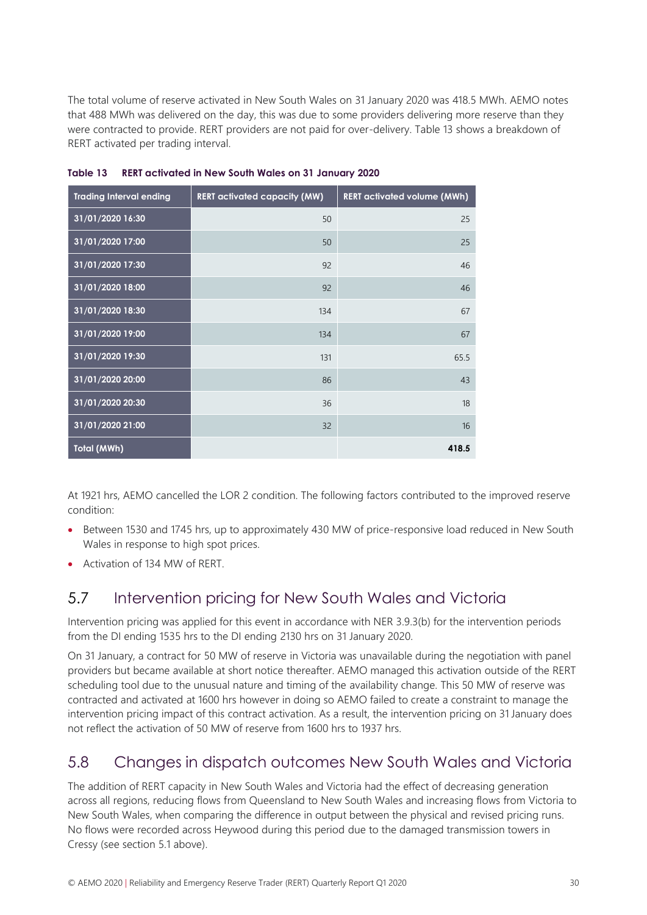The total volume of reserve activated in New South Wales on 31 January 2020 was 418.5 MWh. AEMO notes that 488 MWh was delivered on the day, this was due to some providers delivering more reserve than they were contracted to provide. RERT providers are not paid for over-delivery. Table 13 shows a breakdown of RERT activated per trading interval.

**Table 13 RERT activated in New South Wales on 31 January 2020**

| Trading Interval ending | RERT activated capacity (MW) | RERT activated volume (MWh) |
|---|---|---|
| 31/01/2020 16:30 | 50 | 25 |
| 31/01/2020 17:00 | 50 | 25 |
| 31/01/2020 17:30 | 92 | 46 |
| 31/01/2020 18:00 | 92 | 46 |
| 31/01/2020 18:30 | 134 | 67 |
| 31/01/2020 19:00 | 134 | 67 |
| 31/01/2020 19:30 | 131 | 65.5 |
| 31/01/2020 20:00 | 86 | 43 |
| 31/01/2020 20:30 | 36 | 18 |
| 31/01/2020 21:00 | 32 | 16 |
| **Total (MWh)** | | **418.5** |

At 1921 hrs, AEMO cancelled the LOR 2 condition. The following factors contributed to the improved reserve condition:

- Between 1530 and 1745 hrs, up to approximately 430 MW of price-responsive load reduced in New South Wales in response to high spot prices.
- Activation of 134 MW of RERT.

## 5.7 Intervention pricing for New South Wales and Victoria

Intervention pricing was applied for this event in accordance with NER 3.9.3(b) for the intervention periods from the DI ending 1535 hrs to the DI ending 2130 hrs on 31 January 2020.

On 31 January, a contract for 50 MW of reserve in Victoria was unavailable during the negotiation with panel providers but became available at short notice thereafter. AEMO managed this activation outside of the RERT scheduling tool due to the unusual nature and timing of the availability change. This 50 MW of reserve was contracted and activated at 1600 hrs however in doing so AEMO failed to create a constraint to manage the intervention pricing impact of this contract activation. As a result, the intervention pricing on 31 January does not reflect the activation of 50 MW of reserve from 1600 hrs to 1937 hrs.

## 5.8 Changes in dispatch outcomes New South Wales and Victoria

The addition of RERT capacity in New South Wales and Victoria had the effect of decreasing generation across all regions, reducing flows from Queensland to New South Wales and increasing flows from Victoria to New South Wales, when comparing the difference in output between the physical and revised pricing runs. No flows were recorded across Heywood during this period due to the damaged transmission towers in Cressy (see section 5.1 above).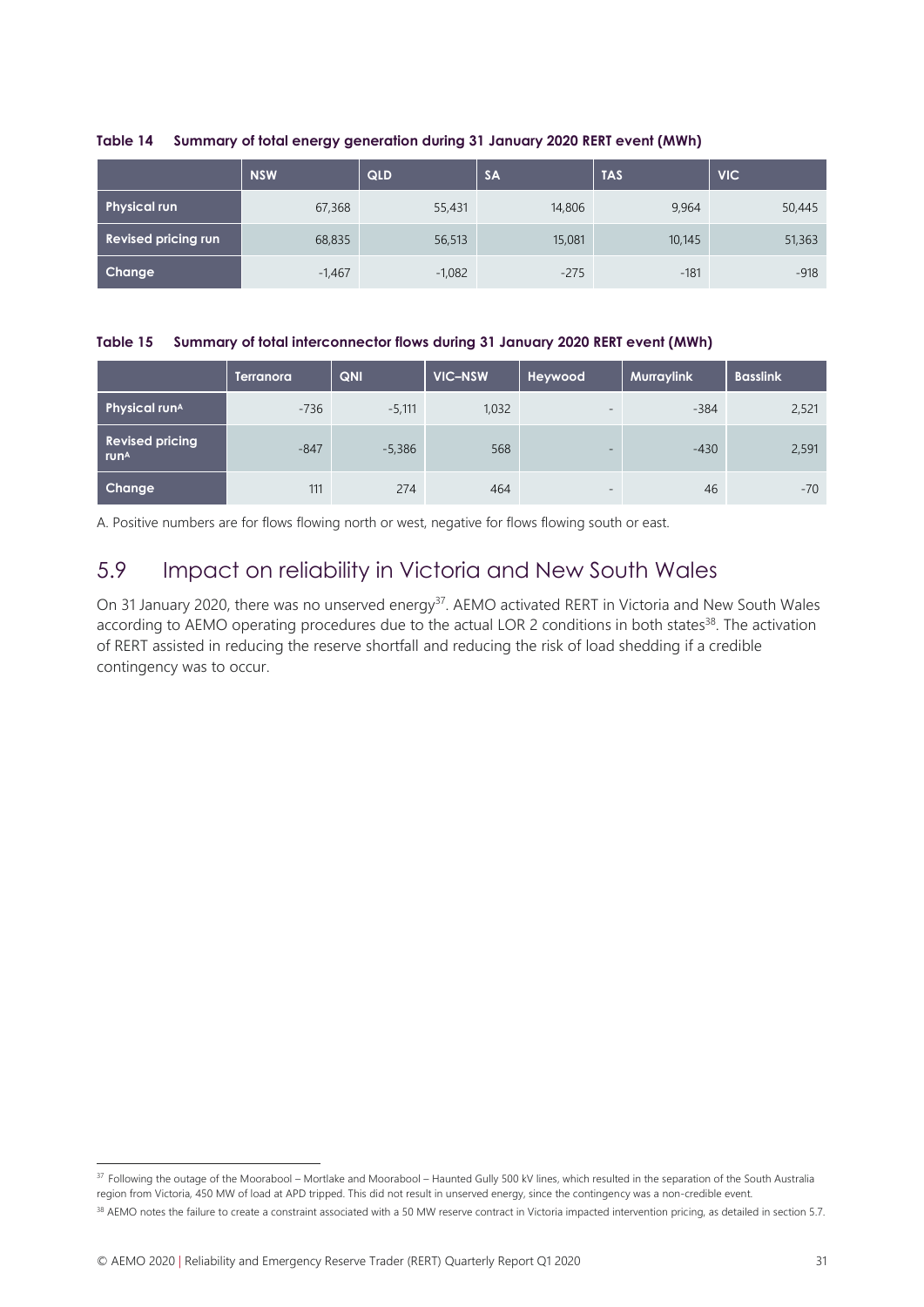**Table 14 Summary of total energy generation during 31 January 2020 RERT event (MWh)**

| | NSW | QLD | SA | TAS | VIC |
|---|---|---|---|---|---|
| Physical run | 67,368 | 55,431 | 14,806 | 9,964 | 50,445 |
| Revised pricing run | 68,835 | 56,513 | 15,081 | 10,145 | 51,363 |
| Change | -1,467 | -1,082 | -275 | -181 | -918 |

**Table 15 Summary of total interconnector flows during 31 January 2020 RERT event (MWh)**

| | Terranora | QNI | VIC–NSW | Heywood | Murraylink | Basslink |
|---|---|---|---|---|---|---|
| Physical run[A] | -736 | -5,111 | 1,032 | - | -384 | 2,521 |
| Revised pricing run[A] | -847 | -5,386 | 568 | - | -430 | 2,591 |
| Change | 111 | 274 | 464 | - | 46 | -70 |

A. Positive numbers are for flows flowing north or west, negative for flows flowing south or east.

## 5.9 Impact on reliability in Victoria and New South Wales

On 31 January 2020, there was no unserved energy[37]. AEMO activated RERT in Victoria and New South Wales according to AEMO operating procedures due to the actual LOR 2 conditions in both states[38]. The activation of RERT assisted in reducing the reserve shortfall and reducing the risk of load shedding if a credible contingency was to occur.

[37] Following the outage of the Moorabool – Mortlake and Moorabool – Haunted Gully 500 kV lines, which resulted in the separation of the South Australia region from Victoria, 450 MW of load at APD tripped. This did not result in unserved energy, since the contingency was a non-credible event.

[38] AEMO notes the failure to create a constraint associated with a 50 MW reserve contract in Victoria impacted intervention pricing, as detailed in section 5.7.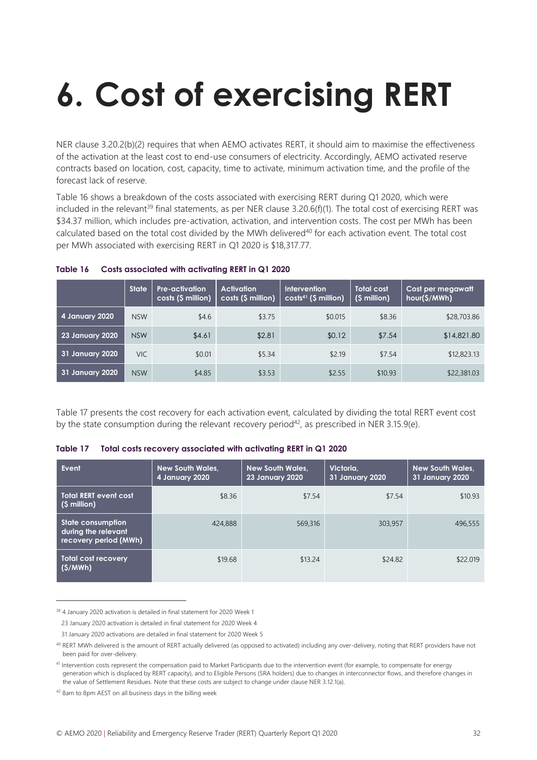# 6. Cost of exercising RERT

NER clause 3.20.2(b)(2) requires that when AEMO activates RERT, it should aim to maximise the effectiveness of the activation at the least cost to end-use consumers of electricity. Accordingly, AEMO activated reserve contracts based on location, cost, capacity, time to activate, minimum activation time, and the profile of the forecast lack of reserve.

Table 16 shows a breakdown of the costs associated with exercising RERT during Q1 2020, which were included in the relevant[39] final statements, as per NER clause 3.20.6(f)(1). The total cost of exercising RERT was $34.37 million, which includes pre-activation, activation, and intervention costs. The cost per MWh has been calculated based on the total cost divided by the MWh delivered[40] for each activation event. The total cost per MWh associated with exercising RERT in Q1 2020 is $18,317.77.

**Table 16 Costs associated with activating RERT in Q1 2020**

| | State | Pre-activation costs ($ million) | Activation costs ($ million) | Intervention costs[41] ($ million) | Total cost ($ million) | Cost per megawatt hour($/MWh) |
|---|---|---|---|---|---|---|
| 4 January 2020 | NSW | $4.6 | $3.75 | $0.015 | $8.36 | $28,703.86 |
| 23 January 2020 | NSW | $4.61 | $2.81 | $0.12 | $7.54 | $14,821.80 |
| 31 January 2020 | VIC | $0.01 | $5.34 | $2.19 | $7.54 | $12,823.13 |
| 31 January 2020 | NSW | $4.85 | $3.53 | $2.55 | $10.93 | $22,381.03 |

Table 17 presents the cost recovery for each activation event, calculated by dividing the total RERT event cost by the state consumption during the relevant recovery period[42], as prescribed in NER 3.15.9(e).

**Table 17 Total costs recovery associated with activating RERT in Q1 2020**

| Event | New South Wales, 4 January 2020 | New South Wales, 23 January 2020 | Victoria, 31 January 2020 | New South Wales, 31 January 2020 |
|---|---|---|---|---|
| Total RERT event cost ($ million) | $8.36 | $7.54 | $7.54 | $10.93 |
| State consumption during the relevant recovery period (MWh) | 424,888 | 569,316 | 303,957 | 496,555 |
| Total cost recovery ($/MWh) | $19.68 | $13.24 | $24.82 | $22.019 |

[39] 4 January 2020 activation is detailed in final statement for 2020 Week 1
23 January 2020 activation is detailed in final statement for 2020 Week 4
31 January 2020 activations are detailed in final statement for 2020 Week 5

[40] RERT MWh delivered is the amount of RERT actually delivered (as opposed to activated) including any over-delivery, noting that RERT providers have not been paid for over-delivery.

[41] Intervention costs represent the compensation paid to Market Participants due to the intervention event (for example, to compensate for energy generation which is displaced by RERT capacity), and to Eligible Persons (SRA holders) due to changes in interconnector flows, and therefore changes in the value of Settlement Residues. Note that these costs are subject to change under clause NER 3.12.1(a).

[42] 8am to 8pm AEST on all business days in the billing week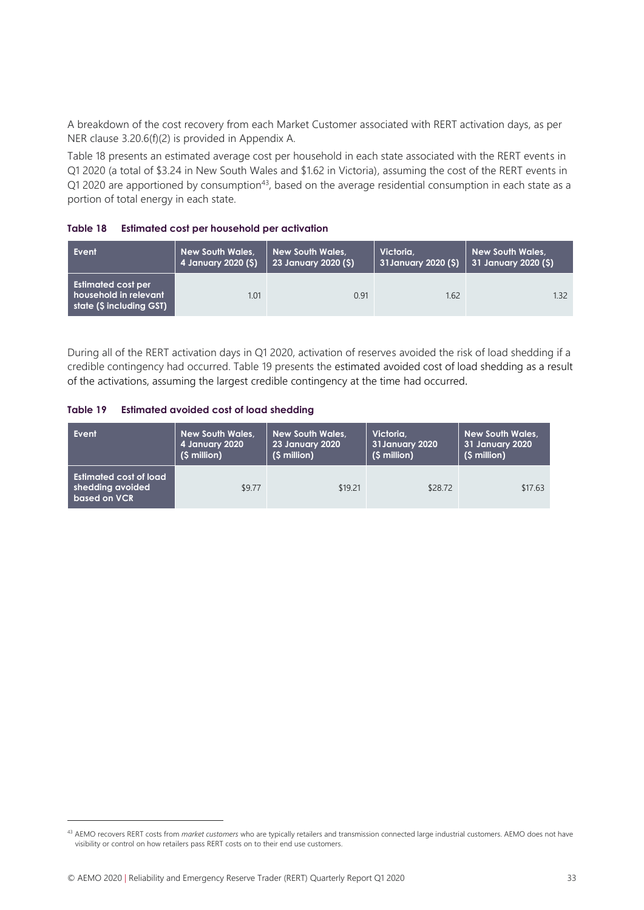A breakdown of the cost recovery from each Market Customer associated with RERT activation days, as per NER clause 3.20.6(f)(2) is provided in Appendix A.

Table 18 presents an estimated average cost per household in each state associated with the RERT events in Q1 2020 (a total of $3.24 in New South Wales and $1.62 in Victoria), assuming the cost of the RERT events in Q1 2020 are apportioned by consumption[43], based on the average residential consumption in each state as a portion of total energy in each state.

**Table 18 Estimated cost per household per activation**

| Event | New South Wales, 4 January 2020 ($) | New South Wales, 23 January 2020 ($) | Victoria, 31January 2020 ($) | New South Wales, 31 January 2020 ($) |
|---|---|---|---|---|
| Estimated cost per household in relevant state ($ including GST) | 1.01 | 0.91 | 1.62 | 1.32 |

During all of the RERT activation days in Q1 2020, activation of reserves avoided the risk of load shedding if a credible contingency had occurred. Table 19 presents the estimated avoided cost of load shedding as a result of the activations, assuming the largest credible contingency at the time had occurred.

**Table 19 Estimated avoided cost of load shedding**

| Event | New South Wales, 4 January 2020 ($ million) | New South Wales, 23 January 2020 ($ million) | Victoria, 31January 2020 ($ million) | New South Wales, 31 January 2020 ($ million) |
|---|---|---|---|---|
| Estimated cost of load shedding avoided based on VCR | $9.77 | $19.21 | $28.72 | $17.63 |

[43] AEMO recovers RERT costs from *market customers* who are typically retailers and transmission connected large industrial customers. AEMO does not have visibility or control on how retailers pass RERT costs on to their end use customers.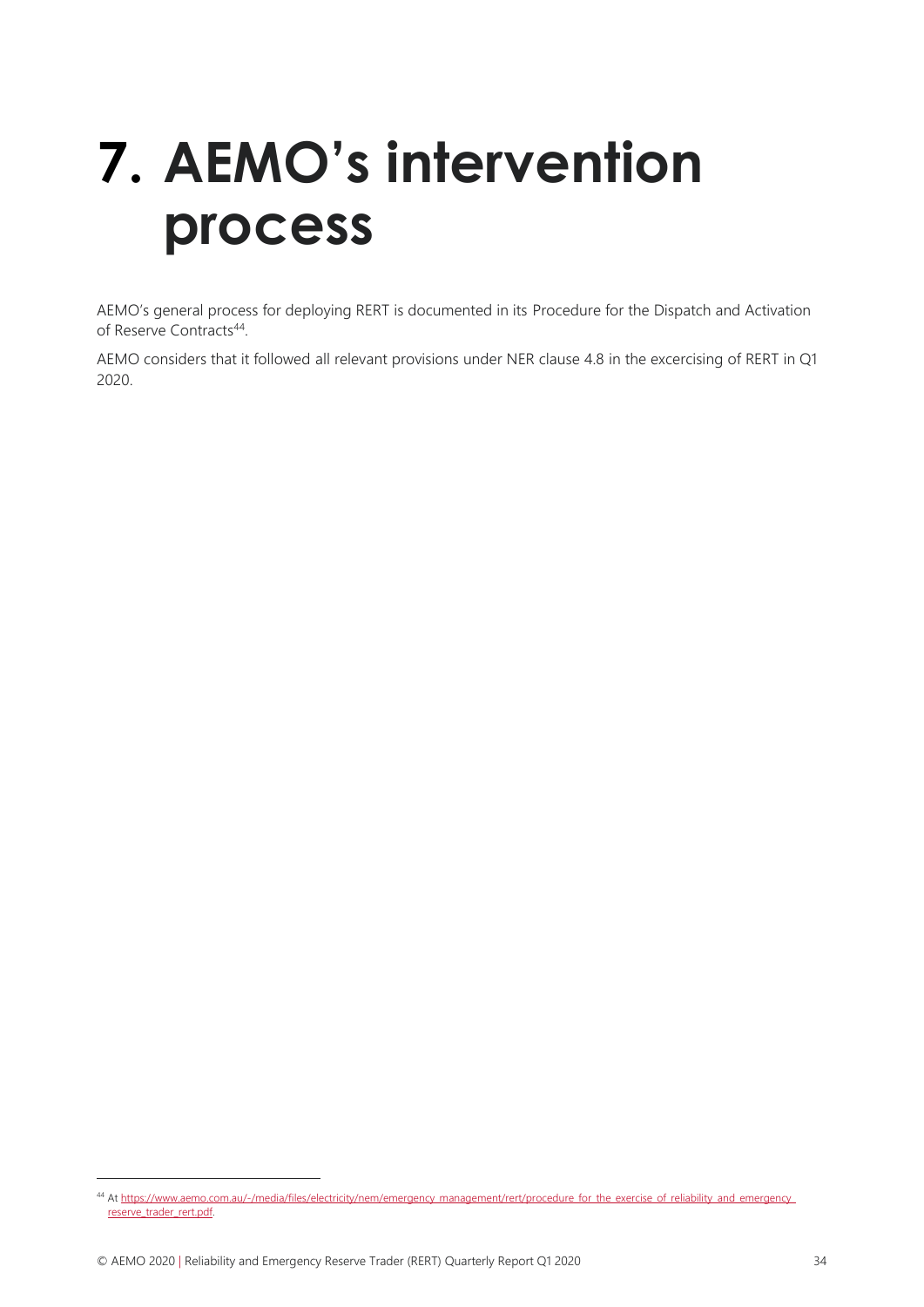# 7. AEMO's intervention process

AEMO's general process for deploying RERT is documented in its Procedure for the Dispatch and Activation of Reserve Contracts[44].

AEMO considers that it followed all relevant provisions under NER clause 4.8 in the excercising of RERT in Q1 2020.

[44] At https://www.aemo.com.au/-/media/files/electricity/nem/emergency_management/rert/procedure_for_the_exercise_of_reliability_and_emergency_reserve_trader_rert.pdf.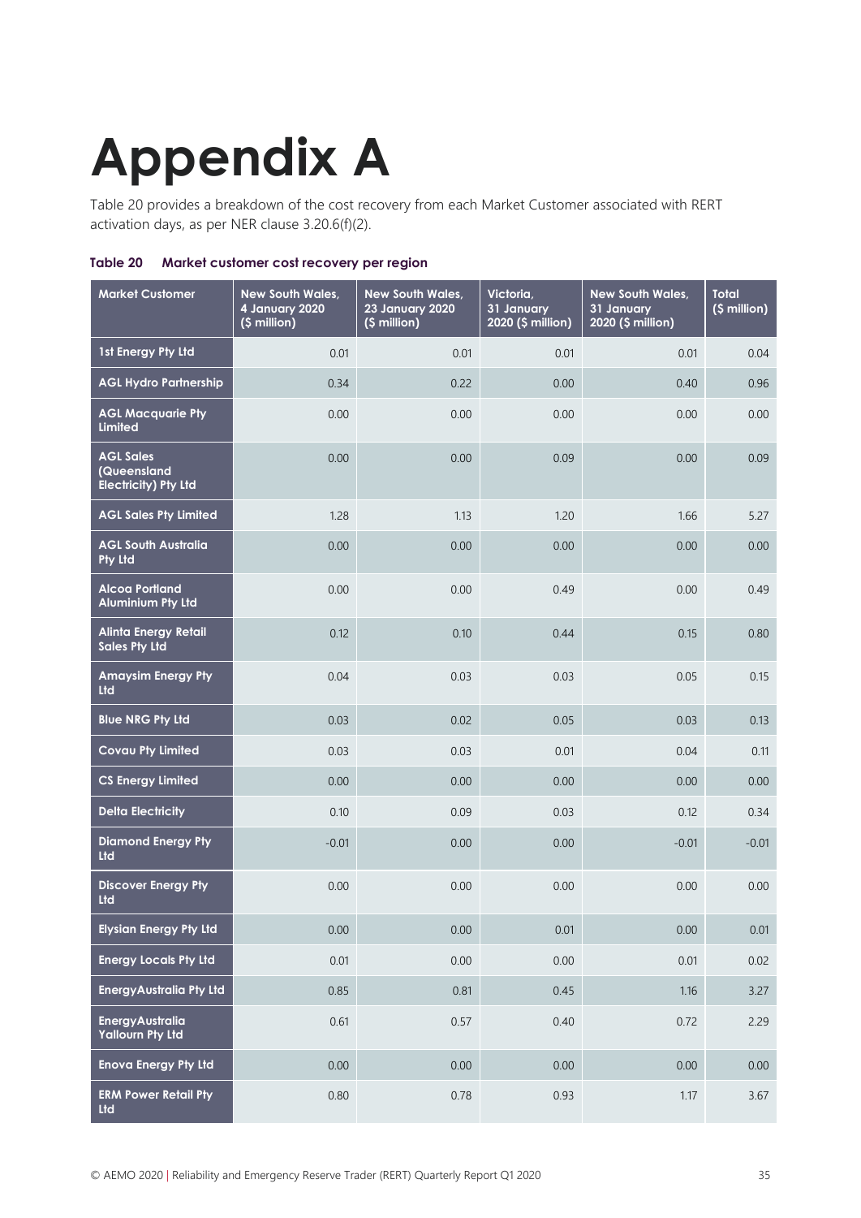# Appendix A

Table 20 provides a breakdown of the cost recovery from each Market Customer associated with RERT activation days, as per NER clause 3.20.6(f)(2).

**Table 20 Market customer cost recovery per region**

| Market Customer | New South Wales, 4 January 2020 ($ million) | New South Wales, 23 January 2020 ($ million) | Victoria, 31 January 2020 ($ million) | New South Wales, 31 January 2020 ($ million) | Total ($ million) |
|---|---|---|---|---|---|
| 1st Energy Pty Ltd | 0.01 | 0.01 | 0.01 | 0.01 | 0.04 |
| AGL Hydro Partnership | 0.34 | 0.22 | 0.00 | 0.40 | 0.96 |
| AGL Macquarie Pty Limited | 0.00 | 0.00 | 0.00 | 0.00 | 0.00 |
| AGL Sales (Queensland Electricity) Pty Ltd | 0.00 | 0.00 | 0.09 | 0.00 | 0.09 |
| AGL Sales Pty Limited | 1.28 | 1.13 | 1.20 | 1.66 | 5.27 |
| AGL South Australia Pty Ltd | 0.00 | 0.00 | 0.00 | 0.00 | 0.00 |
| Alcoa Portland Aluminium Pty Ltd | 0.00 | 0.00 | 0.49 | 0.00 | 0.49 |
| Alinta Energy Retail Sales Pty Ltd | 0.12 | 0.10 | 0.44 | 0.15 | 0.80 |
| Amaysim Energy Pty Ltd | 0.04 | 0.03 | 0.03 | 0.05 | 0.15 |
| Blue NRG Pty Ltd | 0.03 | 0.02 | 0.05 | 0.03 | 0.13 |
| Covau Pty Limited | 0.03 | 0.03 | 0.01 | 0.04 | 0.11 |
| CS Energy Limited | 0.00 | 0.00 | 0.00 | 0.00 | 0.00 |
| Delta Electricity | 0.10 | 0.09 | 0.03 | 0.12 | 0.34 |
| Diamond Energy Pty Ltd | -0.01 | 0.00 | 0.00 | -0.01 | -0.01 |
| Discover Energy Pty Ltd | 0.00 | 0.00 | 0.00 | 0.00 | 0.00 |
| Elysian Energy Pty Ltd | 0.00 | 0.00 | 0.01 | 0.00 | 0.01 |
| Energy Locals Pty Ltd | 0.01 | 0.00 | 0.00 | 0.01 | 0.02 |
| EnergyAustralia Pty Ltd | 0.85 | 0.81 | 0.45 | 1.16 | 3.27 |
| EnergyAustralia Yallourn Pty Ltd | 0.61 | 0.57 | 0.40 | 0.72 | 2.29 |
| Enova Energy Pty Ltd | 0.00 | 0.00 | 0.00 | 0.00 | 0.00 |
| ERM Power Retail Pty Ltd | 0.80 | 0.78 | 0.93 | 1.17 | 3.67 |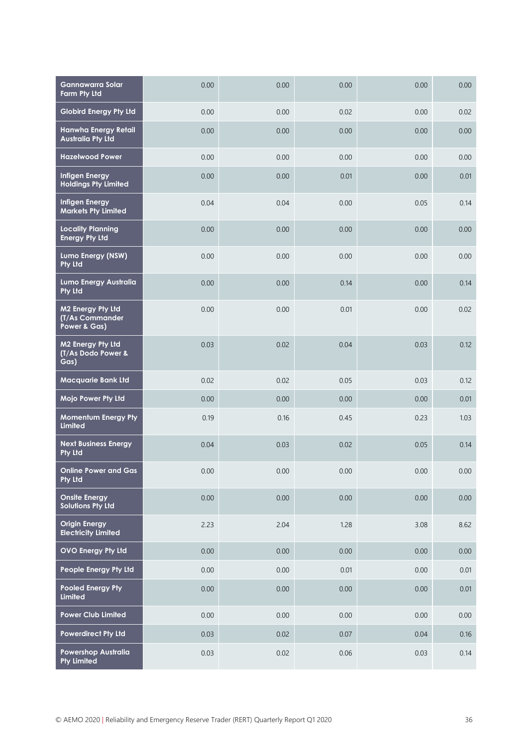| | | | | | |
|---|---|---|---|---|---|
| **Gannawarra Solar Farm Pty Ltd** | 0.00 | 0.00 | 0.00 | 0.00 | 0.00 |
| **Globird Energy Pty Ltd** | 0.00 | 0.00 | 0.02 | 0.00 | 0.02 |
| **Hanwha Energy Retail Australia Pty Ltd** | 0.00 | 0.00 | 0.00 | 0.00 | 0.00 |
| **Hazelwood Power** | 0.00 | 0.00 | 0.00 | 0.00 | 0.00 |
| **Infigen Energy Holdings Pty Limited** | 0.00 | 0.00 | 0.01 | 0.00 | 0.01 |
| **Infigen Energy Markets Pty Limited** | 0.04 | 0.04 | 0.00 | 0.05 | 0.14 |
| **Locality Planning Energy Pty Ltd** | 0.00 | 0.00 | 0.00 | 0.00 | 0.00 |
| **Lumo Energy (NSW) Pty Ltd** | 0.00 | 0.00 | 0.00 | 0.00 | 0.00 |
| **Lumo Energy Australia Pty Ltd** | 0.00 | 0.00 | 0.14 | 0.00 | 0.14 |
| **M2 Energy Pty Ltd (T/As Commander Power & Gas)** | 0.00 | 0.00 | 0.01 | 0.00 | 0.02 |
| **M2 Energy Pty Ltd (T/As Dodo Power & Gas)** | 0.03 | 0.02 | 0.04 | 0.03 | 0.12 |
| **Macquarie Bank Ltd** | 0.02 | 0.02 | 0.05 | 0.03 | 0.12 |
| **Mojo Power Pty Ltd** | 0.00 | 0.00 | 0.00 | 0.00 | 0.01 |
| **Momentum Energy Pty Limited** | 0.19 | 0.16 | 0.45 | 0.23 | 1.03 |
| **Next Business Energy Pty Ltd** | 0.04 | 0.03 | 0.02 | 0.05 | 0.14 |
| **Online Power and Gas Pty Ltd** | 0.00 | 0.00 | 0.00 | 0.00 | 0.00 |
| **Onsite Energy Solutions Pty Ltd** | 0.00 | 0.00 | 0.00 | 0.00 | 0.00 |
| **Origin Energy Electricity Limited** | 2.23 | 2.04 | 1.28 | 3.08 | 8.62 |
| **OVO Energy Pty Ltd** | 0.00 | 0.00 | 0.00 | 0.00 | 0.00 |
| **People Energy Pty Ltd** | 0.00 | 0.00 | 0.01 | 0.00 | 0.01 |
| **Pooled Energy Pty Limited** | 0.00 | 0.00 | 0.00 | 0.00 | 0.01 |
| **Power Club Limited** | 0.00 | 0.00 | 0.00 | 0.00 | 0.00 |
| **Powerdirect Pty Ltd** | 0.03 | 0.02 | 0.07 | 0.04 | 0.16 |
| **Powershop Australia Pty Limited** | 0.03 | 0.02 | 0.06 | 0.03 | 0.14 |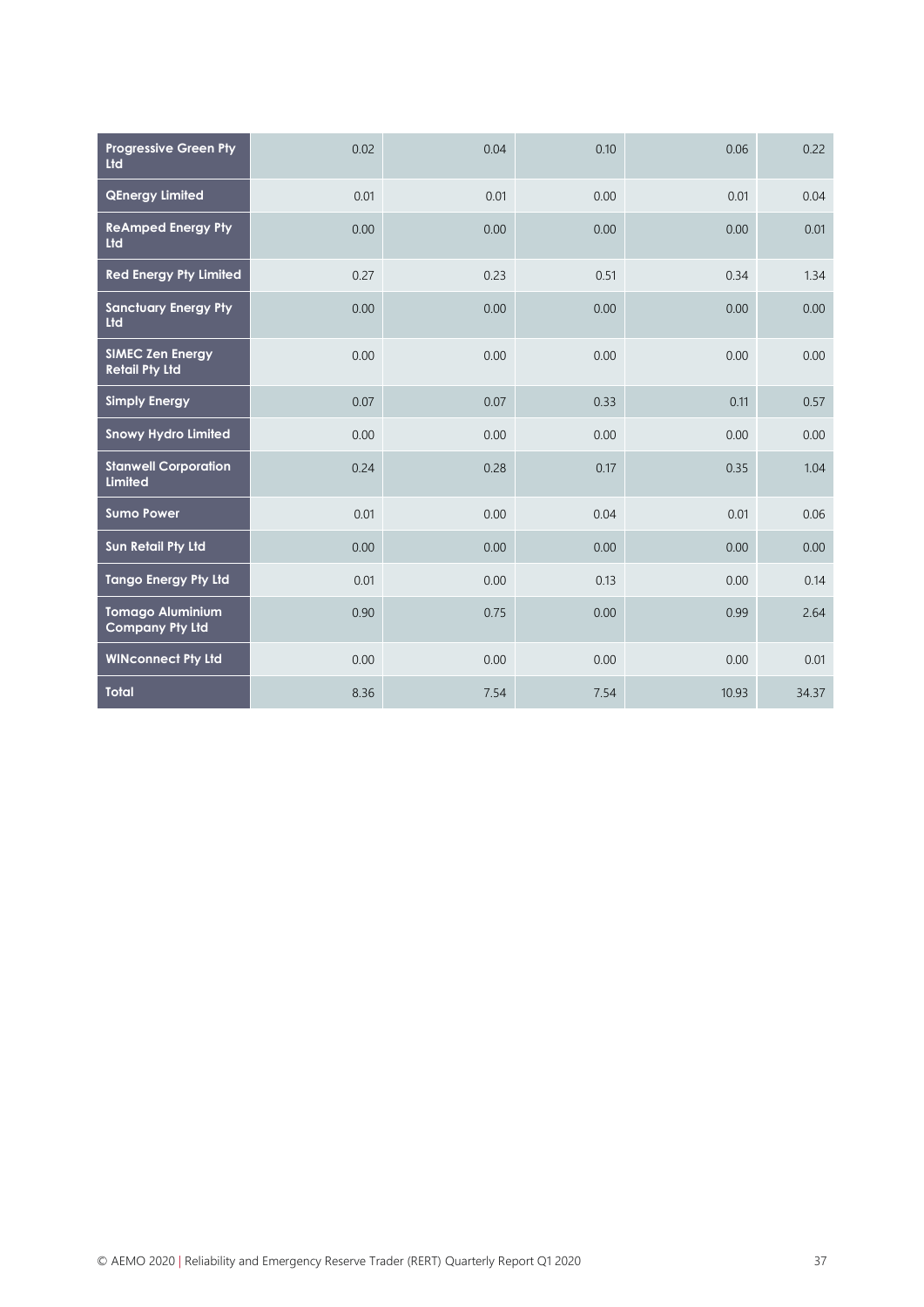| | | | | | |
|---|---|---|---|---|---|
| **Progressive Green Pty Ltd** | 0.02 | 0.04 | 0.10 | 0.06 | 0.22 |
| **QEnergy Limited** | 0.01 | 0.01 | 0.00 | 0.01 | 0.04 |
| **ReAmped Energy Pty Ltd** | 0.00 | 0.00 | 0.00 | 0.00 | 0.01 |
| **Red Energy Pty Limited** | 0.27 | 0.23 | 0.51 | 0.34 | 1.34 |
| **Sanctuary Energy Pty Ltd** | 0.00 | 0.00 | 0.00 | 0.00 | 0.00 |
| **SIMEC Zen Energy Retail Pty Ltd** | 0.00 | 0.00 | 0.00 | 0.00 | 0.00 |
| **Simply Energy** | 0.07 | 0.07 | 0.33 | 0.11 | 0.57 |
| **Snowy Hydro Limited** | 0.00 | 0.00 | 0.00 | 0.00 | 0.00 |
| **Stanwell Corporation Limited** | 0.24 | 0.28 | 0.17 | 0.35 | 1.04 |
| **Sumo Power** | 0.01 | 0.00 | 0.04 | 0.01 | 0.06 |
| **Sun Retail Pty Ltd** | 0.00 | 0.00 | 0.00 | 0.00 | 0.00 |
| **Tango Energy Pty Ltd** | 0.01 | 0.00 | 0.13 | 0.00 | 0.14 |
| **Tomago Aluminium Company Pty Ltd** | 0.90 | 0.75 | 0.00 | 0.99 | 2.64 |
| **WINconnect Pty Ltd** | 0.00 | 0.00 | 0.00 | 0.00 | 0.01 |
| **Total** | 8.36 | 7.54 | 7.54 | 10.93 | 34.37 |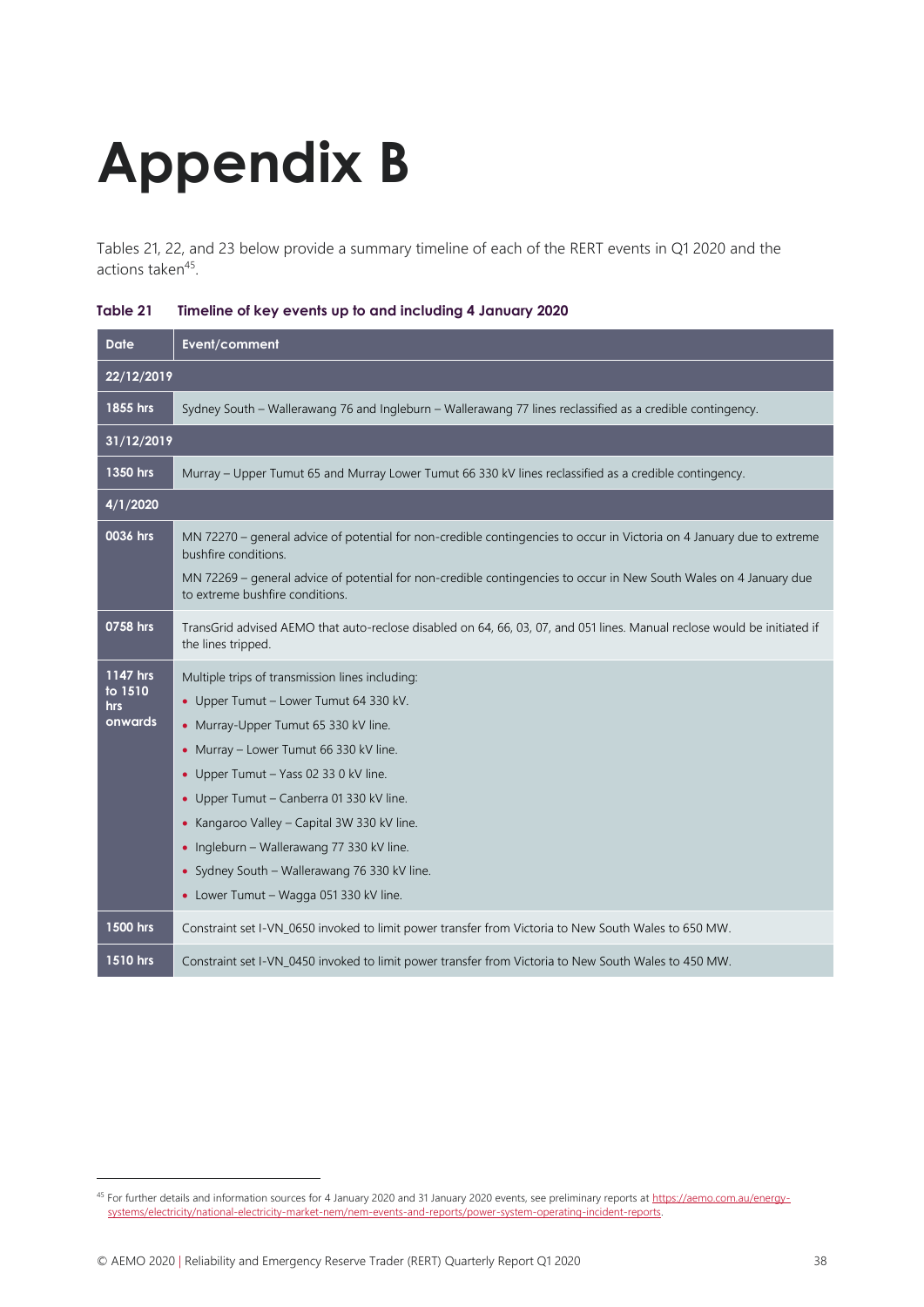# Appendix B

Tables 21, 22, and 23 below provide a summary timeline of each of the RERT events in Q1 2020 and the actions taken[45].

**Table 21 Timeline of key events up to and including 4 January 2020**

| Date | Event/comment |
|---|---|
| **22/12/2019** | |
| 1855 hrs | Sydney South – Wallerawang 76 and Ingleburn – Wallerawang 77 lines reclassified as a credible contingency. |
| **31/12/2019** | |
| 1350 hrs | Murray – Upper Tumut 65 and Murray Lower Tumut 66 330 kV lines reclassified as a credible contingency. |
| **4/1/2020** | |
| 0036 hrs | MN 72270 – general advice of potential for non-credible contingencies to occur in Victoria on 4 January due to extreme bushfire conditions.<br>MN 72269 – general advice of potential for non-credible contingencies to occur in New South Wales on 4 January due to extreme bushfire conditions. |
| 0758 hrs | TransGrid advised AEMO that auto-reclose disabled on 64, 66, 03, 07, and 051 lines. Manual reclose would be initiated if the lines tripped. |
| 1147 hrs to 1510 hrs onwards | Multiple trips of transmission lines including:<br>• Upper Tumut – Lower Tumut 64 330 kV.<br>• Murray-Upper Tumut 65 330 kV line.<br>• Murray – Lower Tumut 66 330 kV line.<br>• Upper Tumut – Yass 02 33 0 kV line.<br>• Upper Tumut – Canberra 01 330 kV line.<br>• Kangaroo Valley – Capital 3W 330 kV line.<br>• Ingleburn – Wallerawang 77 330 kV line.<br>• Sydney South – Wallerawang 76 330 kV line.<br>• Lower Tumut – Wagga 051 330 kV line. |
| 1500 hrs | Constraint set I-VN_0650 invoked to limit power transfer from Victoria to New South Wales to 650 MW. |
| 1510 hrs | Constraint set I-VN_0450 invoked to limit power transfer from Victoria to New South Wales to 450 MW. |

[45] For further details and information sources for 4 January 2020 and 31 January 2020 events, see preliminary reports at https://aemo.com.au/energy-systems/electricity/national-electricity-market-nem/nem-events-and-reports/power-system-operating-incident-reports.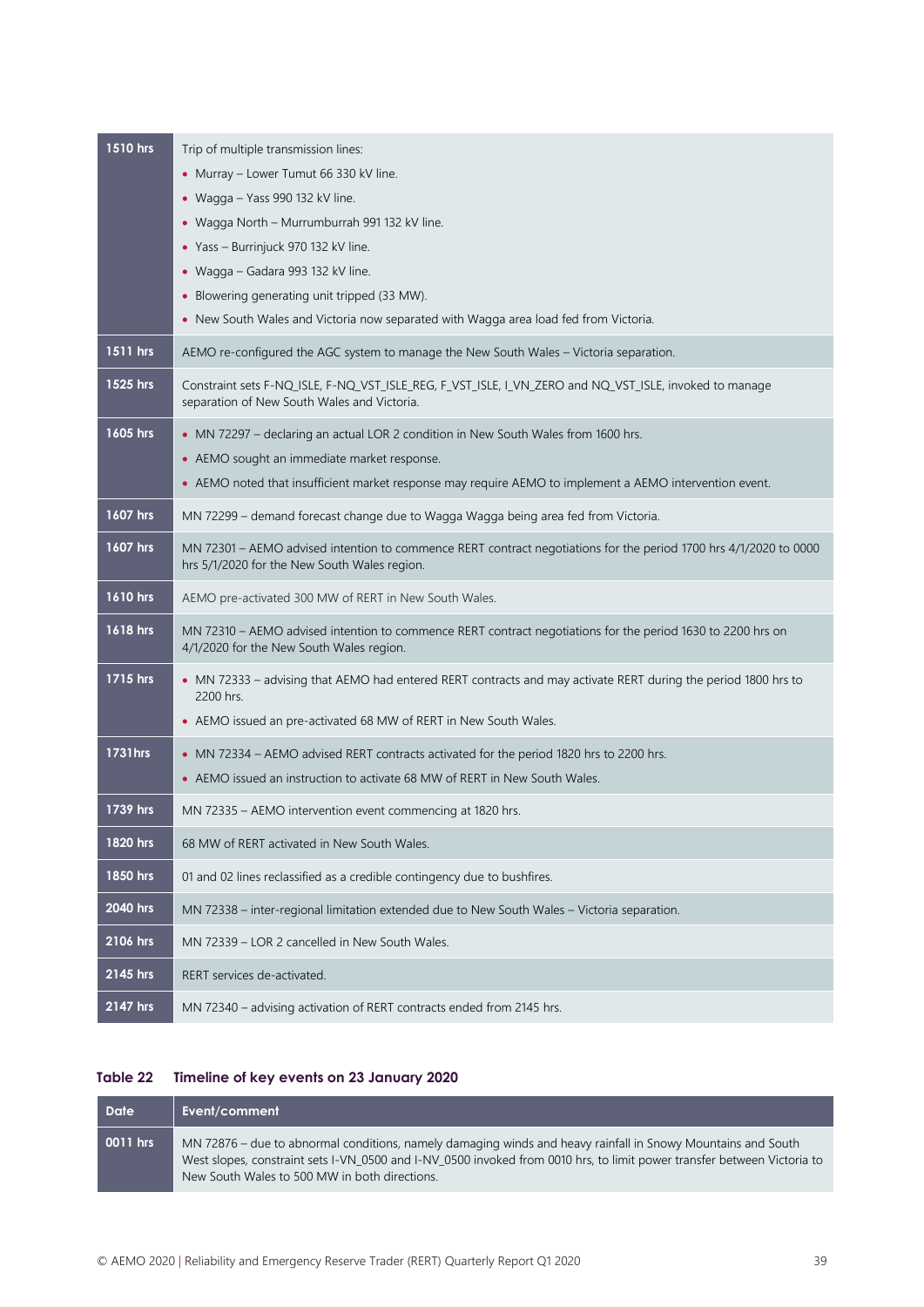| | |
|---|---|
| 1510 hrs | Trip of multiple transmission lines:<br>• Murray – Lower Tumut 66 330 kV line.<br>• Wagga – Yass 990 132 kV line.<br>• Wagga North – Murrumburrah 991 132 kV line.<br>• Yass – Burrinjuck 970 132 kV line.<br>• Wagga – Gadara 993 132 kV line.<br>• Blowering generating unit tripped (33 MW).<br>• New South Wales and Victoria now separated with Wagga area load fed from Victoria. |
| 1511 hrs | AEMO re-configured the AGC system to manage the New South Wales – Victoria separation. |
| 1525 hrs | Constraint sets F-NQ_ISLE, F-NQ_VST_ISLE_REG, F_VST_ISLE, I_VN_ZERO and NQ_VST_ISLE, invoked to manage separation of New South Wales and Victoria. |
| 1605 hrs | • MN 72297 – declaring an actual LOR 2 condition in New South Wales from 1600 hrs.<br>• AEMO sought an immediate market response.<br>• AEMO noted that insufficient market response may require AEMO to implement a AEMO intervention event. |
| 1607 hrs | MN 72299 – demand forecast change due to Wagga Wagga being area fed from Victoria. |
| 1607 hrs | MN 72301 – AEMO advised intention to commence RERT contract negotiations for the period 1700 hrs 4/1/2020 to 0000 hrs 5/1/2020 for the New South Wales region. |
| 1610 hrs | AEMO pre-activated 300 MW of RERT in New South Wales. |
| 1618 hrs | MN 72310 – AEMO advised intention to commence RERT contract negotiations for the period 1630 to 2200 hrs on 4/1/2020 for the New South Wales region. |
| 1715 hrs | • MN 72333 – advising that AEMO had entered RERT contracts and may activate RERT during the period 1800 hrs to 2200 hrs.<br>• AEMO issued an pre-activated 68 MW of RERT in New South Wales. |
| 1731hrs | • MN 72334 – AEMO advised RERT contracts activated for the period 1820 hrs to 2200 hrs.<br>• AEMO issued an instruction to activate 68 MW of RERT in New South Wales. |
| 1739 hrs | MN 72335 – AEMO intervention event commencing at 1820 hrs. |
| 1820 hrs | 68 MW of RERT activated in New South Wales. |
| 1850 hrs | 01 and 02 lines reclassified as a credible contingency due to bushfires. |
| 2040 hrs | MN 72338 – inter-regional limitation extended due to New South Wales – Victoria separation. |
| 2106 hrs | MN 72339 – LOR 2 cancelled in New South Wales. |
| 2145 hrs | RERT services de-activated. |
| 2147 hrs | MN 72340 – advising activation of RERT contracts ended from 2145 hrs. |

**Table 22 Timeline of key events on 23 January 2020**

| Date | Event/comment |
|---|---|
| 0011 hrs | MN 72876 – due to abnormal conditions, namely damaging winds and heavy rainfall in Snowy Mountains and South West slopes, constraint sets I-VN_0500 and I-NV_0500 invoked from 0010 hrs, to limit power transfer between Victoria to New South Wales to 500 MW in both directions. |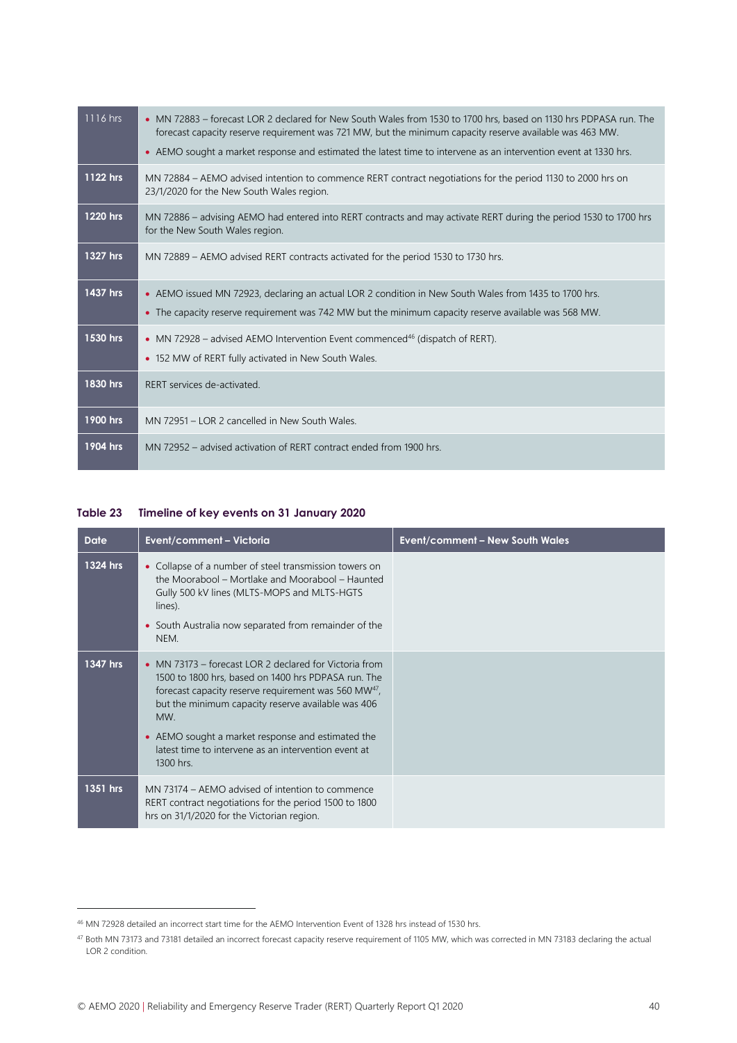| | |
|---|---|
| 1116 hrs | • MN 72883 – forecast LOR 2 declared for New South Wales from 1530 to 1700 hrs, based on 1130 hrs PDPASA run. The forecast capacity reserve requirement was 721 MW, but the minimum capacity reserve available was 463 MW. <br> • AEMO sought a market response and estimated the latest time to intervene as an intervention event at 1330 hrs. |
| 1122 hrs | MN 72884 – AEMO advised intention to commence RERT contract negotiations for the period 1130 to 2000 hrs on 23/1/2020 for the New South Wales region. |
| 1220 hrs | MN 72886 – advising AEMO had entered into RERT contracts and may activate RERT during the period 1530 to 1700 hrs for the New South Wales region. |
| 1327 hrs | MN 72889 – AEMO advised RERT contracts activated for the period 1530 to 1730 hrs. |
| 1437 hrs | • AEMO issued MN 72923, declaring an actual LOR 2 condition in New South Wales from 1435 to 1700 hrs. <br> • The capacity reserve requirement was 742 MW but the minimum capacity reserve available was 568 MW. |
| 1530 hrs | • MN 72928 – advised AEMO Intervention Event commenced[46] (dispatch of RERT). <br> • 152 MW of RERT fully activated in New South Wales. |
| 1830 hrs | RERT services de-activated. |
| 1900 hrs | MN 72951 – LOR 2 cancelled in New South Wales. |
| 1904 hrs | MN 72952 – advised activation of RERT contract ended from 1900 hrs. |

**Table 23 Timeline of key events on 31 January 2020**

| Date | Event/comment – Victoria | Event/comment – New South Wales |
|---|---|---|
| 1324 hrs | • Collapse of a number of steel transmission towers on the Moorabool – Mortlake and Moorabool – Haunted Gully 500 kV lines (MLTS-MOPS and MLTS-HGTS lines). <br> • South Australia now separated from remainder of the NEM. | |
| 1347 hrs | • MN 73173 – forecast LOR 2 declared for Victoria from 1500 to 1800 hrs, based on 1400 hrs PDPASA run. The forecast capacity reserve requirement was 560 MW[47], but the minimum capacity reserve available was 406 MW. <br> • AEMO sought a market response and estimated the latest time to intervene as an intervention event at 1300 hrs. | |
| 1351 hrs | MN 73174 – AEMO advised of intention to commence RERT contract negotiations for the period 1500 to 1800 hrs on 31/1/2020 for the Victorian region. | |

[46] MN 72928 detailed an incorrect start time for the AEMO Intervention Event of 1328 hrs instead of 1530 hrs.

[47] Both MN 73173 and 73181 detailed an incorrect forecast capacity reserve requirement of 1105 MW, which was corrected in MN 73183 declaring the actual LOR 2 condition.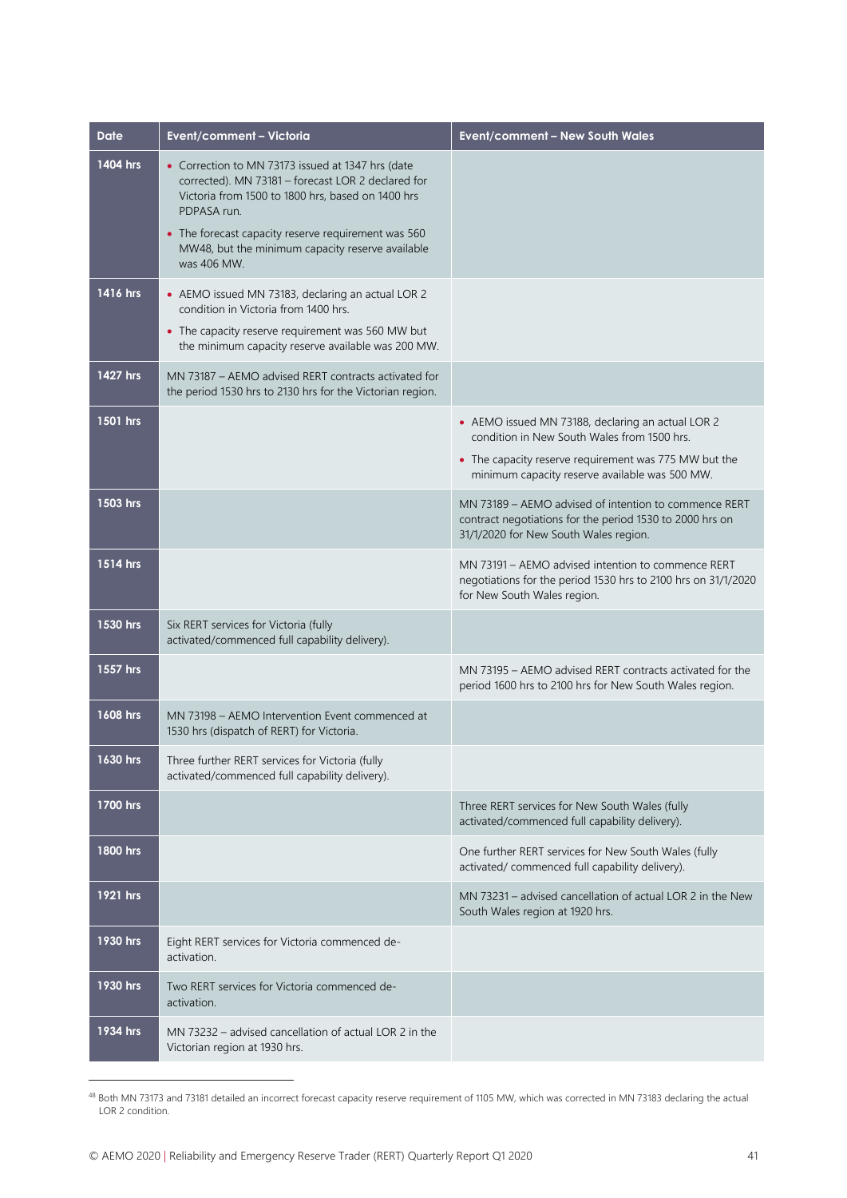| Date | Event/comment – Victoria | Event/comment – New South Wales |
|---|---|---|
| 1404 hrs | • Correction to MN 73173 issued at 1347 hrs (date corrected). MN 73181 – forecast LOR 2 declared for Victoria from 1500 to 1800 hrs, based on 1400 hrs PDPASA run.<br>• The forecast capacity reserve requirement was 560 MW[48], but the minimum capacity reserve available was 406 MW. | |
| 1416 hrs | • AEMO issued MN 73183, declaring an actual LOR 2 condition in Victoria from 1400 hrs.<br>• The capacity reserve requirement was 560 MW but the minimum capacity reserve available was 200 MW. | |
| 1427 hrs | MN 73187 – AEMO advised RERT contracts activated for the period 1530 hrs to 2130 hrs for the Victorian region. | |
| 1501 hrs | | • AEMO issued MN 73188, declaring an actual LOR 2 condition in New South Wales from 1500 hrs.<br>• The capacity reserve requirement was 775 MW but the minimum capacity reserve available was 500 MW. |
| 1503 hrs | | MN 73189 – AEMO advised of intention to commence RERT contract negotiations for the period 1530 to 2000 hrs on 31/1/2020 for New South Wales region. |
| 1514 hrs | | MN 73191 – AEMO advised intention to commence RERT negotiations for the period 1530 hrs to 2100 hrs on 31/1/2020 for New South Wales region. |
| 1530 hrs | Six RERT services for Victoria (fully activated/commenced full capability delivery). | |
| 1557 hrs | | MN 73195 – AEMO advised RERT contracts activated for the period 1600 hrs to 2100 hrs for New South Wales region. |
| 1608 hrs | MN 73198 – AEMO Intervention Event commenced at 1530 hrs (dispatch of RERT) for Victoria. | |
| 1630 hrs | Three further RERT services for Victoria (fully activated/commenced full capability delivery). | |
| 1700 hrs | | Three RERT services for New South Wales (fully activated/commenced full capability delivery). |
| 1800 hrs | | One further RERT services for New South Wales (fully activated/ commenced full capability delivery). |
| 1921 hrs | | MN 73231 – advised cancellation of actual LOR 2 in the New South Wales region at 1920 hrs. |
| 1930 hrs | Eight RERT services for Victoria commenced de-activation. | |
| 1930 hrs | Two RERT services for Victoria commenced de-activation. | |
| 1934 hrs | MN 73232 – advised cancellation of actual LOR 2 in the Victorian region at 1930 hrs. | |

[48] Both MN 73173 and 73181 detailed an incorrect forecast capacity reserve requirement of 1105 MW, which was corrected in MN 73183 declaring the actual LOR 2 condition.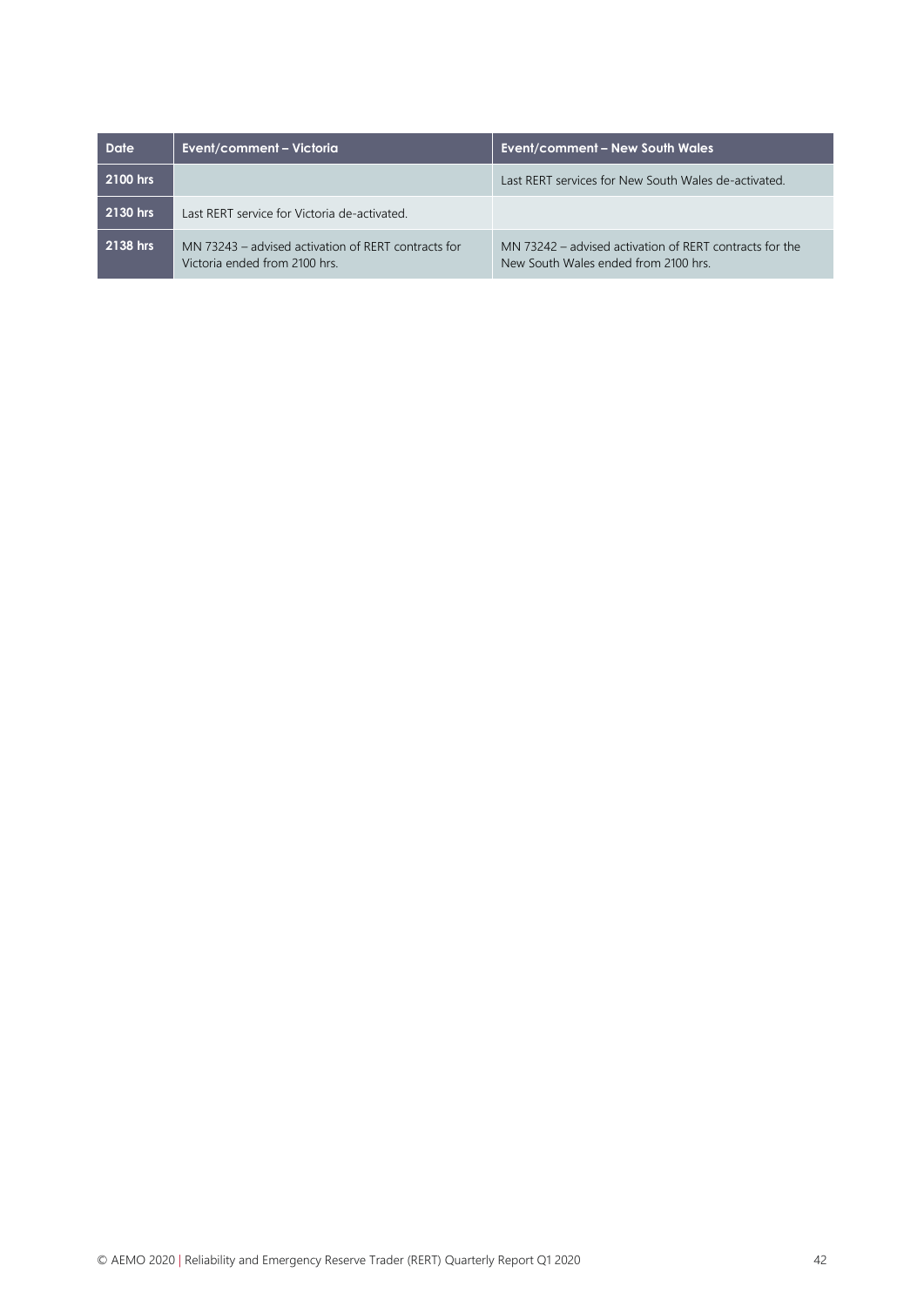| Date | Event/comment – Victoria | Event/comment – New South Wales |
| --- | --- | --- |
| 2100 hrs | | Last RERT services for New South Wales de-activated. |
| 2130 hrs | Last RERT service for Victoria de-activated. | |
| 2138 hrs | MN 73243 – advised activation of RERT contracts for Victoria ended from 2100 hrs. | MN 73242 – advised activation of RERT contracts for the New South Wales ended from 2100 hrs. |